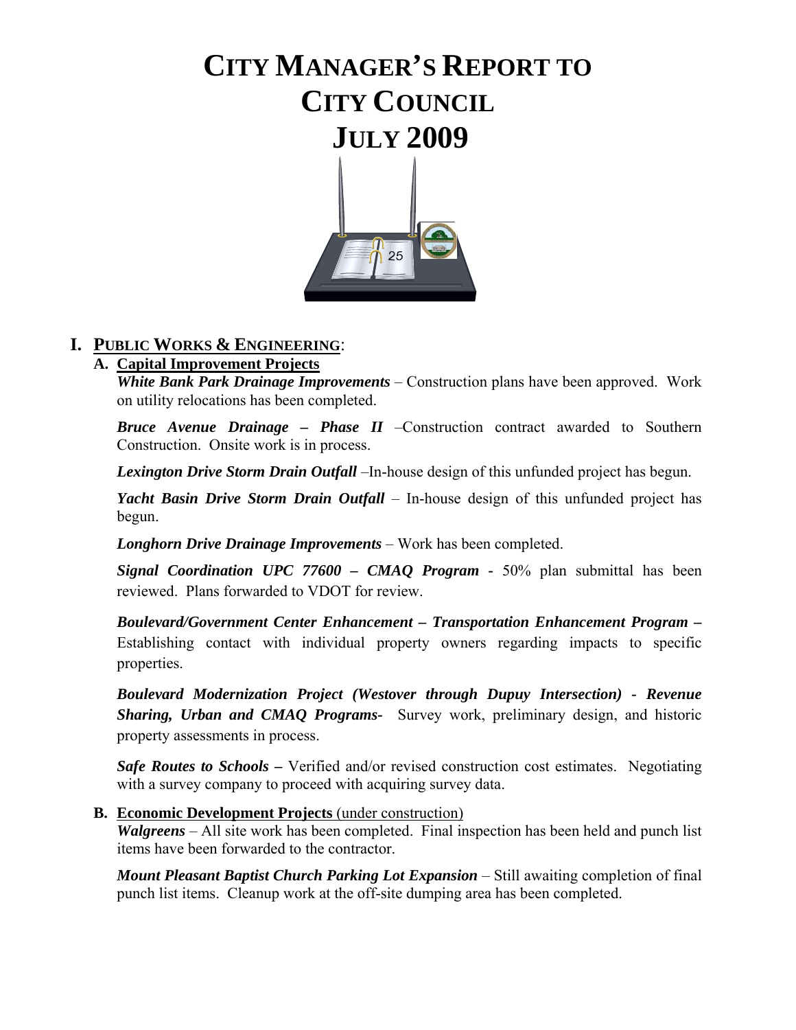# CITY MANAGER'S REPORT TO CITY COUNCIL JULY 2009

## I. PUBLIC WORKS & ENGINEERING:

### A. Capital Improvement Projects

***White Bank Park Drainage Improvements*** – Construction plans have been approved. Work on utility relocations has been completed.

***Bruce Avenue Drainage – Phase II*** –Construction contract awarded to Southern Construction. Onsite work is in process.

***Lexington Drive Storm Drain Outfall*** –In-house design of this unfunded project has begun.

***Yacht Basin Drive Storm Drain Outfall*** – In-house design of this unfunded project has begun.

***Longhorn Drive Drainage Improvements*** – Work has been completed.

***Signal Coordination UPC 77600 – CMAQ Program*** - 50% plan submittal has been reviewed. Plans forwarded to VDOT for review.

***Boulevard/Government Center Enhancement – Transportation Enhancement Program –*** Establishing contact with individual property owners regarding impacts to specific properties.

***Boulevard Modernization Project (Westover through Dupuy Intersection) - Revenue Sharing, Urban and CMAQ Programs-*** Survey work, preliminary design, and historic property assessments in process.

***Safe Routes to Schools –*** Verified and/or revised construction cost estimates. Negotiating with a survey company to proceed with acquiring survey data.

### B. Economic Development Projects (under construction)

***Walgreens*** – All site work has been completed. Final inspection has been held and punch list items have been forwarded to the contractor.

***Mount Pleasant Baptist Church Parking Lot Expansion*** – Still awaiting completion of final punch list items. Cleanup work at the off-site dumping area has been completed.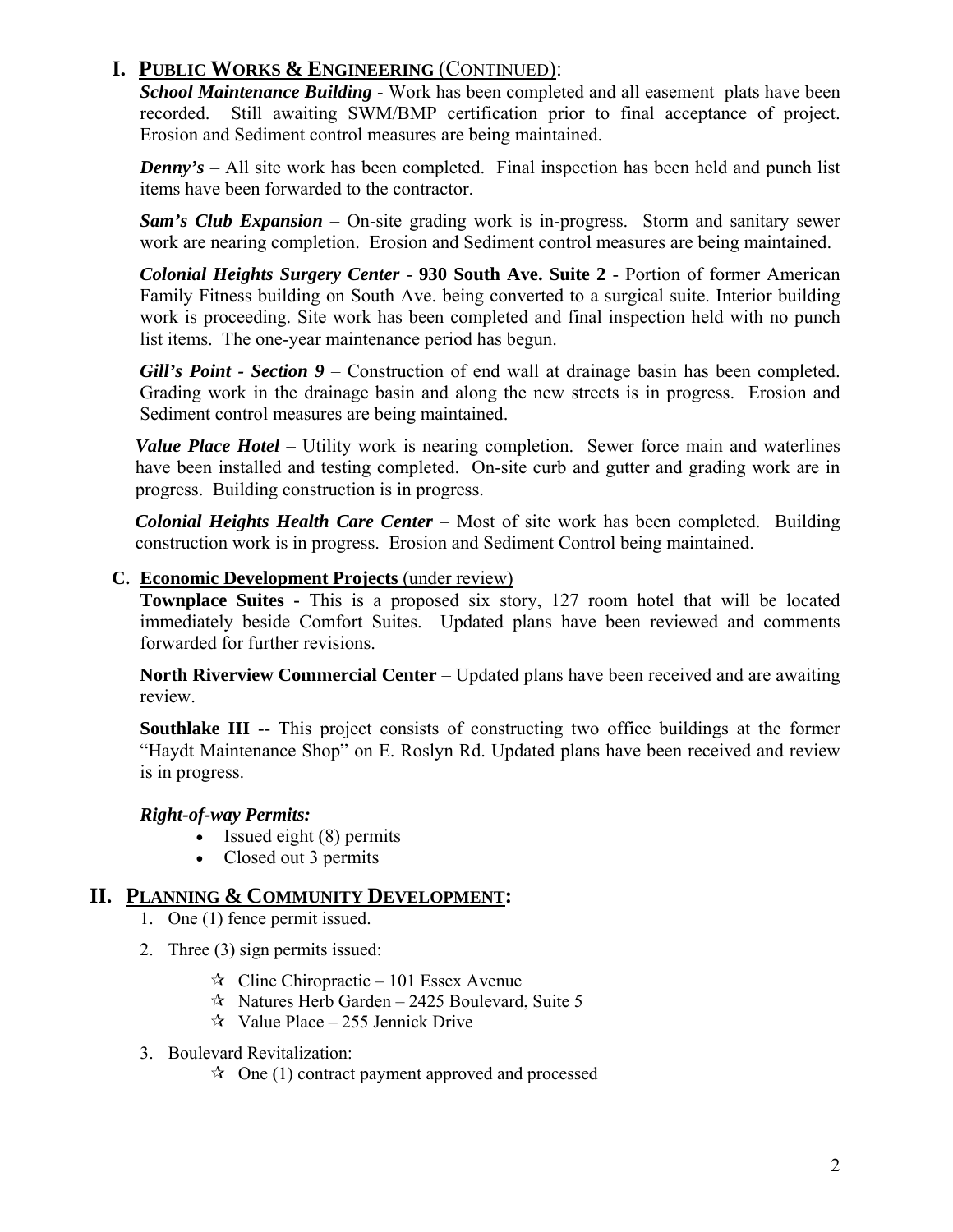# I. PUBLIC WORKS & ENGINEERING (CONTINUED):

***School Maintenance Building*** - Work has been completed and all easement plats have been recorded. Still awaiting SWM/BMP certification prior to final acceptance of project. Erosion and Sediment control measures are being maintained.

***Denny's*** – All site work has been completed. Final inspection has been held and punch list items have been forwarded to the contractor.

***Sam's Club Expansion*** – On-site grading work is in-progress. Storm and sanitary sewer work are nearing completion. Erosion and Sediment control measures are being maintained.

***Colonial Heights Surgery Center*** - **930 South Ave. Suite 2** - Portion of former American Family Fitness building on South Ave. being converted to a surgical suite. Interior building work is proceeding. Site work has been completed and final inspection held with no punch list items. The one-year maintenance period has begun.

***Gill's Point - Section 9*** – Construction of end wall at drainage basin has been completed. Grading work in the drainage basin and along the new streets is in progress. Erosion and Sediment control measures are being maintained.

***Value Place Hotel*** – Utility work is nearing completion. Sewer force main and waterlines have been installed and testing completed. On-site curb and gutter and grading work are in progress. Building construction is in progress.

***Colonial Heights Health Care Center*** – Most of site work has been completed. Building construction work is in progress. Erosion and Sediment Control being maintained.

### C. Economic Development Projects (under review)

**Townplace Suites -** This is a proposed six story, 127 room hotel that will be located immediately beside Comfort Suites. Updated plans have been reviewed and comments forwarded for further revisions.

**North Riverview Commercial Center** – Updated plans have been received and are awaiting review.

**Southlake III --** This project consists of constructing two office buildings at the former "Haydt Maintenance Shop" on E. Roslyn Rd. Updated plans have been received and review is in progress.

***Right-of-way Permits:***

- Issued eight (8) permits
- Closed out 3 permits

# II. PLANNING & COMMUNITY DEVELOPMENT:

1. One (1) fence permit issued.
2. Three (3) sign permits issued:
   - ☆ Cline Chiropractic – 101 Essex Avenue
   - ☆ Natures Herb Garden – 2425 Boulevard, Suite 5
   - ☆ Value Place – 255 Jennick Drive
3. Boulevard Revitalization:
   - ☆ One (1) contract payment approved and processed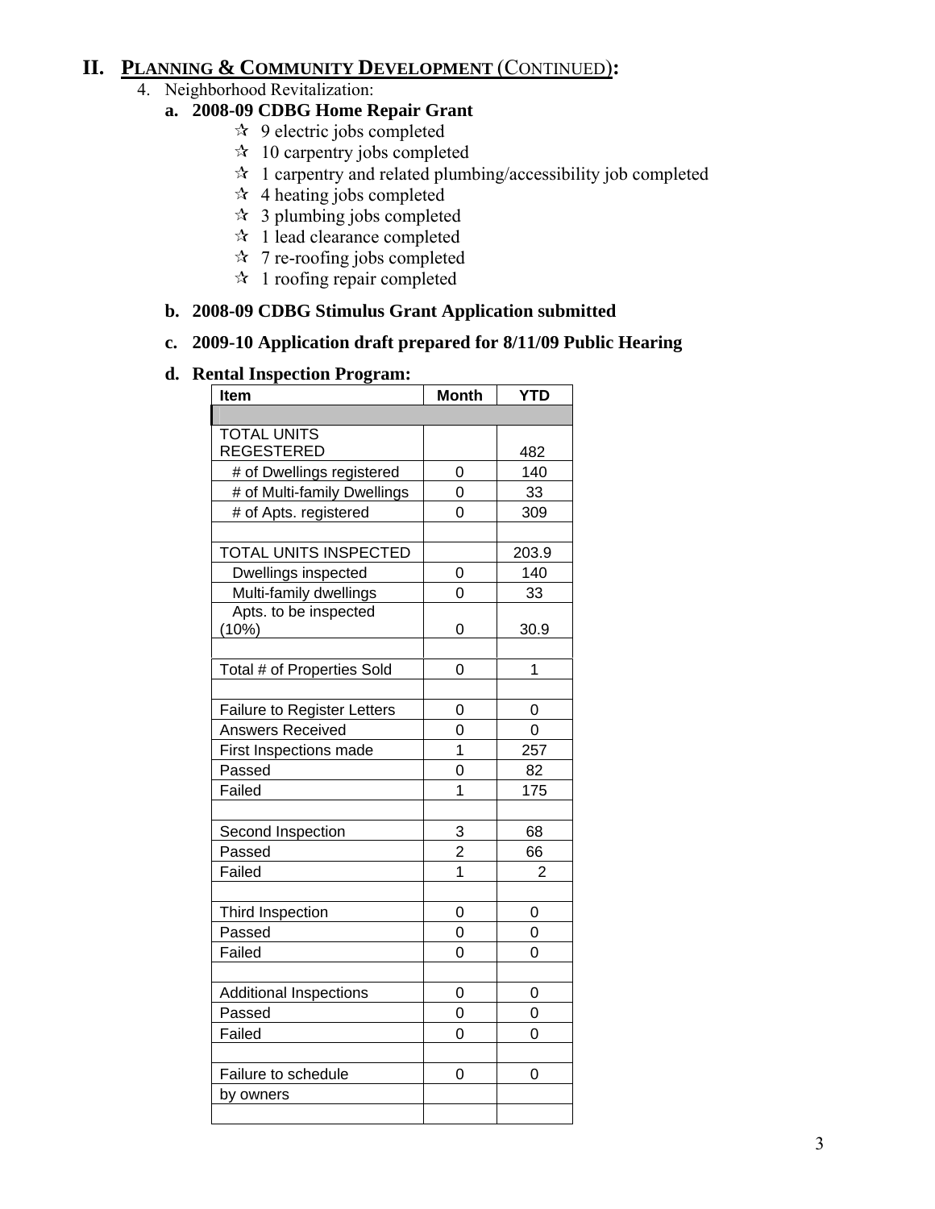## II. PLANNING & COMMUNITY DEVELOPMENT (CONTINUED):

4. Neighborhood Revitalization:

### a. 2008-09 CDBG Home Repair Grant

- ✫ 9 electric jobs completed
- ✫ 10 carpentry jobs completed
- ✫ 1 carpentry and related plumbing/accessibility job completed
- ✫ 4 heating jobs completed
- ✫ 3 plumbing jobs completed
- ✫ 1 lead clearance completed
- ✫ 7 re-roofing jobs completed
- ✫ 1 roofing repair completed

### b. 2008-09 CDBG Stimulus Grant Application submitted

### c. 2009-10 Application draft prepared for 8/11/09 Public Hearing

### d. Rental Inspection Program:

| Item | Month | YTD |
|---|---|---|
| | | |
| TOTAL UNITS REGESTERED | | 482 |
| # of Dwellings registered | 0 | 140 |
| # of Multi-family Dwellings | 0 | 33 |
| # of Apts. registered | 0 | 309 |
| | | |
| TOTAL UNITS INSPECTED | | 203.9 |
| Dwellings inspected | 0 | 140 |
| Multi-family dwellings | 0 | 33 |
| Apts. to be inspected (10%) | 0 | 30.9 |
| | | |
| Total # of Properties Sold | 0 | 1 |
| | | |
| Failure to Register Letters | 0 | 0 |
| Answers Received | 0 | 0 |
| First Inspections made | 1 | 257 |
| Passed | 0 | 82 |
| Failed | 1 | 175 |
| | | |
| Second Inspection | 3 | 68 |
| Passed | 2 | 66 |
| Failed | 1 | 2 |
| | | |
| Third Inspection | 0 | 0 |
| Passed | 0 | 0 |
| Failed | 0 | 0 |
| | | |
| Additional Inspections | 0 | 0 |
| Passed | 0 | 0 |
| Failed | 0 | 0 |
| | | |
| Failure to schedule | 0 | 0 |
| by owners | | |
| | | |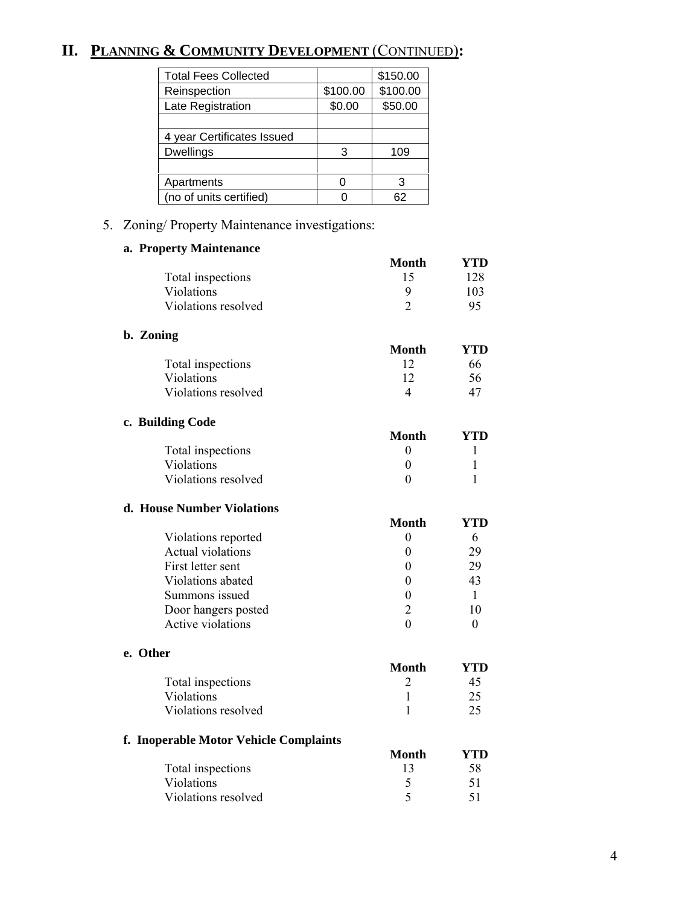## II. PLANNING & COMMUNITY DEVELOPMENT (CONTINUED):

| | | |
|---|---|---|
| Total Fees Collected | | $150.00 |
| Reinspection | $100.00 | $100.00 |
| Late Registration | $0.00 | $50.00 |
| | | |
| 4 year Certificates Issued | | |
| Dwellings | 3 | 109 |
| | | |
| Apartments | 0 | 3 |
| (no of units certified) | 0 | 62 |

5. Zoning/ Property Maintenance investigations:

**a. Property Maintenance**

| | Month | YTD |
|---|---|---|
| Total inspections | 15 | 128 |
| Violations | 9 | 103 |
| Violations resolved | 2 | 95 |

**b. Zoning**

| | Month | YTD |
|---|---|---|
| Total inspections | 12 | 66 |
| Violations | 12 | 56 |
| Violations resolved | 4 | 47 |

**c. Building Code**

| | Month | YTD |
|---|---|---|
| Total inspections | 0 | 1 |
| Violations | 0 | 1 |
| Violations resolved | 0 | 1 |

**d. House Number Violations**

| | Month | YTD |
|---|---|---|
| Violations reported | 0 | 6 |
| Actual violations | 0 | 29 |
| First letter sent | 0 | 29 |
| Violations abated | 0 | 43 |
| Summons issued | 0 | 1 |
| Door hangers posted | 2 | 10 |
| Active violations | 0 | 0 |

**e. Other**

| | Month | YTD |
|---|---|---|
| Total inspections | 2 | 45 |
| Violations | 1 | 25 |
| Violations resolved | 1 | 25 |

**f. Inoperable Motor Vehicle Complaints**

| | Month | YTD |
|---|---|---|
| Total inspections | 13 | 58 |
| Violations | 5 | 51 |
| Violations resolved | 5 | 51 |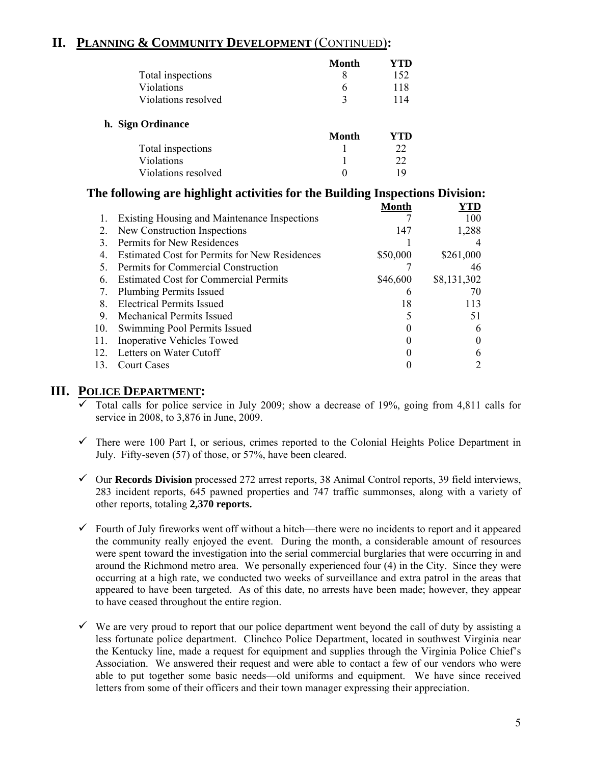## II. PLANNING & COMMUNITY DEVELOPMENT (CONTINUED):

| | Month | YTD |
|---|---|---|
| Total inspections | 8 | 152 |
| Violations | 6 | 118 |
| Violations resolved | 3 | 114 |

**h. Sign Ordinance**

| | Month | YTD |
|---|---|---|
| Total inspections | 1 | 22 |
| Violations | 1 | 22 |
| Violations resolved | 0 | 19 |

### The following are highlight activities for the Building Inspections Division:

| | | Month | YTD |
|---|---|---|---|
| 1. | Existing Housing and Maintenance Inspections | 7 | 100 |
| 2. | New Construction Inspections | 147 | 1,288 |
| 3. | Permits for New Residences | 1 | 4 |
| 4. | Estimated Cost for Permits for New Residences | $50,000 | $261,000 |
| 5. | Permits for Commercial Construction | 7 | 46 |
| 6. | Estimated Cost for Commercial Permits | $46,600 | $8,131,302 |
| 7. | Plumbing Permits Issued | 6 | 70 |
| 8. | Electrical Permits Issued | 18 | 113 |
| 9. | Mechanical Permits Issued | 5 | 51 |
| 10. | Swimming Pool Permits Issued | 0 | 6 |
| 11. | Inoperative Vehicles Towed | 0 | 0 |
| 12. | Letters on Water Cutoff | 0 | 6 |
| 13. | Court Cases | 0 | 2 |

## III. POLICE DEPARTMENT:

- ✓ Total calls for police service in July 2009; show a decrease of 19%, going from 4,811 calls for service in 2008, to 3,876 in June, 2009.

- ✓ There were 100 Part I, or serious, crimes reported to the Colonial Heights Police Department in July. Fifty-seven (57) of those, or 57%, have been cleared.

- ✓ Our **Records Division** processed 272 arrest reports, 38 Animal Control reports, 39 field interviews, 283 incident reports, 645 pawned properties and 747 traffic summonses, along with a variety of other reports, totaling **2,370 reports.**

- ✓ Fourth of July fireworks went off without a hitch—there were no incidents to report and it appeared the community really enjoyed the event. During the month, a considerable amount of resources were spent toward the investigation into the serial commercial burglaries that were occurring in and around the Richmond metro area. We personally experienced four (4) in the City. Since they were occurring at a high rate, we conducted two weeks of surveillance and extra patrol in the areas that appeared to have been targeted. As of this date, no arrests have been made; however, they appear to have ceased throughout the entire region.

- ✓ We are very proud to report that our police department went beyond the call of duty by assisting a less fortunate police department. Clinchco Police Department, located in southwest Virginia near the Kentucky line, made a request for equipment and supplies through the Virginia Police Chief's Association. We answered their request and were able to contact a few of our vendors who were able to put together some basic needs—old uniforms and equipment. We have since received letters from some of their officers and their town manager expressing their appreciation.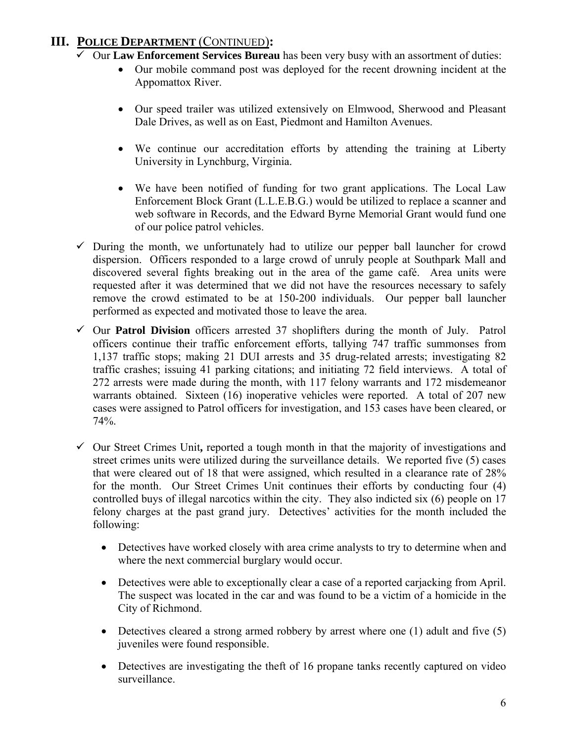## III. POLICE DEPARTMENT (CONTINUED):

- ✓ Our **Law Enforcement Services Bureau** has been very busy with an assortment of duties:
  - Our mobile command post was deployed for the recent drowning incident at the Appomattox River.
  - Our speed trailer was utilized extensively on Elmwood, Sherwood and Pleasant Dale Drives, as well as on East, Piedmont and Hamilton Avenues.
  - We continue our accreditation efforts by attending the training at Liberty University in Lynchburg, Virginia.
  - We have been notified of funding for two grant applications. The Local Law Enforcement Block Grant (L.L.E.B.G.) would be utilized to replace a scanner and web software in Records, and the Edward Byrne Memorial Grant would fund one of our police patrol vehicles.

- ✓ During the month, we unfortunately had to utilize our pepper ball launcher for crowd dispersion. Officers responded to a large crowd of unruly people at Southpark Mall and discovered several fights breaking out in the area of the game café. Area units were requested after it was determined that we did not have the resources necessary to safely remove the crowd estimated to be at 150-200 individuals. Our pepper ball launcher performed as expected and motivated those to leave the area.

- ✓ Our **Patrol Division** officers arrested 37 shoplifters during the month of July. Patrol officers continue their traffic enforcement efforts, tallying 747 traffic summonses from 1,137 traffic stops; making 21 DUI arrests and 35 drug-related arrests; investigating 82 traffic crashes; issuing 41 parking citations; and initiating 72 field interviews. A total of 272 arrests were made during the month, with 117 felony warrants and 172 misdemeanor warrants obtained. Sixteen (16) inoperative vehicles were reported. A total of 207 new cases were assigned to Patrol officers for investigation, and 153 cases have been cleared, or 74%.

- ✓ Our Street Crimes Unit**,** reported a tough month in that the majority of investigations and street crimes units were utilized during the surveillance details. We reported five (5) cases that were cleared out of 18 that were assigned, which resulted in a clearance rate of 28% for the month. Our Street Crimes Unit continues their efforts by conducting four (4) controlled buys of illegal narcotics within the city. They also indicted six (6) people on 17 felony charges at the past grand jury. Detectives' activities for the month included the following:
  - Detectives have worked closely with area crime analysts to try to determine when and where the next commercial burglary would occur.
  - Detectives were able to exceptionally clear a case of a reported carjacking from April. The suspect was located in the car and was found to be a victim of a homicide in the City of Richmond.
  - Detectives cleared a strong armed robbery by arrest where one (1) adult and five (5) juveniles were found responsible.
  - Detectives are investigating the theft of 16 propane tanks recently captured on video surveillance.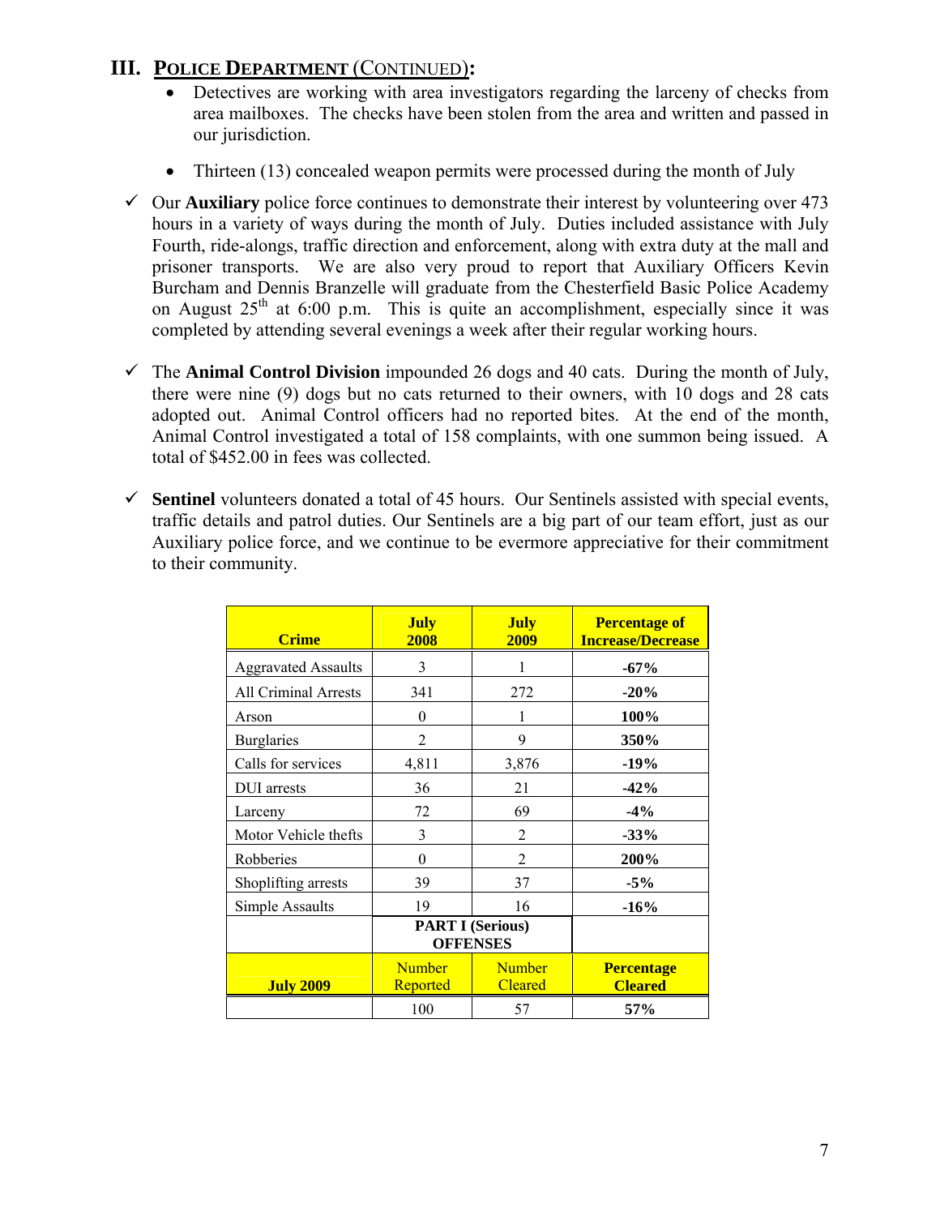## III. POLICE DEPARTMENT (CONTINUED):

- Detectives are working with area investigators regarding the larceny of checks from area mailboxes. The checks have been stolen from the area and written and passed in our jurisdiction.
- Thirteen (13) concealed weapon permits were processed during the month of July

✓ Our **Auxiliary** police force continues to demonstrate their interest by volunteering over 473 hours in a variety of ways during the month of July. Duties included assistance with July Fourth, ride-alongs, traffic direction and enforcement, along with extra duty at the mall and prisoner transports. We are also very proud to report that Auxiliary Officers Kevin Burcham and Dennis Branzelle will graduate from the Chesterfield Basic Police Academy on August 25th at 6:00 p.m. This is quite an accomplishment, especially since it was completed by attending several evenings a week after their regular working hours.

✓ The **Animal Control Division** impounded 26 dogs and 40 cats. During the month of July, there were nine (9) dogs but no cats returned to their owners, with 10 dogs and 28 cats adopted out. Animal Control officers had no reported bites. At the end of the month, Animal Control investigated a total of 158 complaints, with one summon being issued. A total of $452.00 in fees was collected.

✓ **Sentinel** volunteers donated a total of 45 hours. Our Sentinels assisted with special events, traffic details and patrol duties. Our Sentinels are a big part of our team effort, just as our Auxiliary police force, and we continue to be evermore appreciative for their commitment to their community.

| Crime | July 2008 | July 2009 | Percentage of Increase/Decrease |
|---|---|---|---|
| Aggravated Assaults | 3 | 1 | **-67%** |
| All Criminal Arrests | 341 | 272 | **-20%** |
| Arson | 0 | 1 | **100%** |
| Burglaries | 2 | 9 | **350%** |
| Calls for services | 4,811 | 3,876 | **-19%** |
| DUI arrests | 36 | 21 | **-42%** |
| Larceny | 72 | 69 | **-4%** |
| Motor Vehicle thefts | 3 | 2 | **-33%** |
| Robberies | 0 | 2 | **200%** |
| Shoplifting arrests | 39 | 37 | **-5%** |
| Simple Assaults | 19 | 16 | **-16%** |
| | **PART I (Serious) OFFENSES** | | |
| **July 2009** | Number Reported | Number Cleared | **Percentage Cleared** |
| | 100 | 57 | **57%** |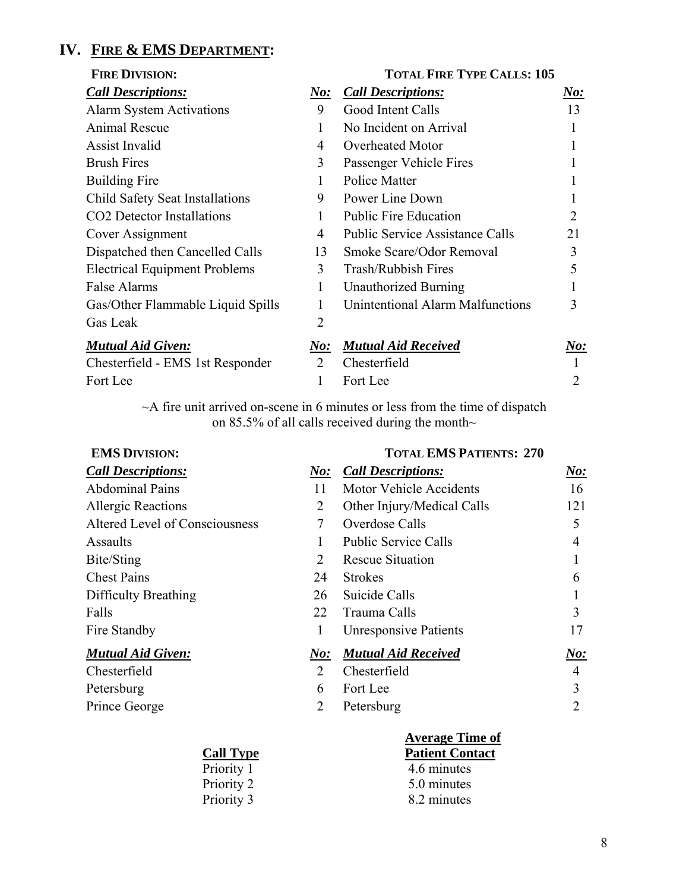## IV. FIRE & EMS DEPARTMENT:

**FIRE DIVISION:** **TOTAL FIRE TYPE CALLS: 105**

| *Call Descriptions:* | *No:* | *Call Descriptions:* | *No:* |
|---|---|---|---|
| Alarm System Activations | 9 | Good Intent Calls | 13 |
| Animal Rescue | 1 | No Incident on Arrival | 1 |
| Assist Invalid | 4 | Overheated Motor | 1 |
| Brush Fires | 3 | Passenger Vehicle Fires | 1 |
| Building Fire | 1 | Police Matter | 1 |
| Child Safety Seat Installations | 9 | Power Line Down | 1 |
| CO2 Detector Installations | 1 | Public Fire Education | 2 |
| Cover Assignment | 4 | Public Service Assistance Calls | 21 |
| Dispatched then Cancelled Calls | 13 | Smoke Scare/Odor Removal | 3 |
| Electrical Equipment Problems | 3 | Trash/Rubbish Fires | 5 |
| False Alarms | 1 | Unauthorized Burning | 1 |
| Gas/Other Flammable Liquid Spills | 1 | Unintentional Alarm Malfunctions | 3 |
| Gas Leak | 2 | | |

| *Mutual Aid Given:* | *No:* | *Mutual Aid Received* | *No:* |
|---|---|---|---|
| Chesterfield - EMS 1st Responder | 2 | Chesterfield | 1 |
| Fort Lee | 1 | Fort Lee | 2 |

~A fire unit arrived on-scene in 6 minutes or less from the time of dispatch on 85.5% of all calls received during the month~

**EMS DIVISION:** **TOTAL EMS PATIENTS: 270**

| *Call Descriptions:* | *No:* | *Call Descriptions:* | *No:* |
|---|---|---|---|
| Abdominal Pains | 11 | Motor Vehicle Accidents | 16 |
| Allergic Reactions | 2 | Other Injury/Medical Calls | 121 |
| Altered Level of Consciousness | 7 | Overdose Calls | 5 |
| Assaults | 1 | Public Service Calls | 4 |
| Bite/Sting | 2 | Rescue Situation | 1 |
| Chest Pains | 24 | Strokes | 6 |
| Difficulty Breathing | 26 | Suicide Calls | 1 |
| Falls | 22 | Trauma Calls | 3 |
| Fire Standby | 1 | Unresponsive Patients | 17 |

| *Mutual Aid Given:* | *No:* | *Mutual Aid Received* | *No:* |
|---|---|---|---|
| Chesterfield | 2 | Chesterfield | 4 |
| Petersburg | 6 | Fort Lee | 3 |
| Prince George | 2 | Petersburg | 2 |

| **Call Type** | **Average Time of Patient Contact** |
|---|---|
| Priority 1 | 4.6 minutes |
| Priority 2 | 5.0 minutes |
| Priority 3 | 8.2 minutes |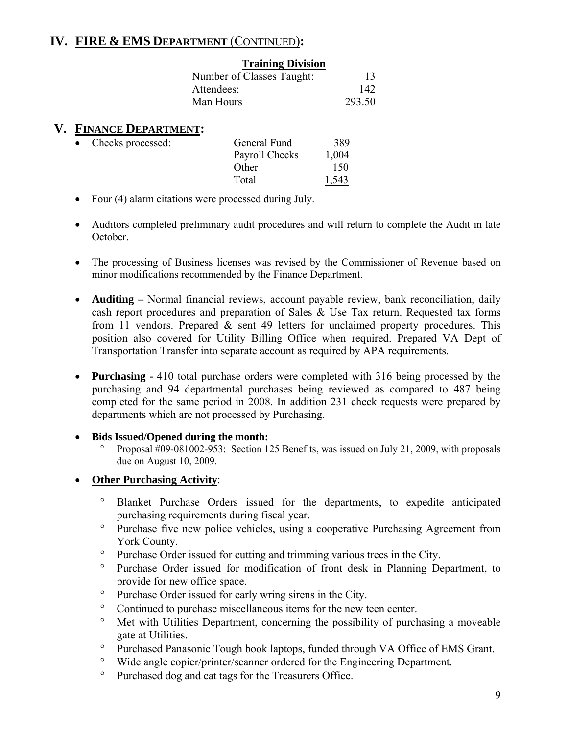## IV. FIRE & EMS DEPARTMENT (CONTINUED):

| Training Division | |
|---|---|
| Number of Classes Taught: | 13 |
| Attendees: | 142 |
| Man Hours | 293.50 |

## V. FINANCE DEPARTMENT:

- Checks processed:

| | |
|---|---|
| General Fund | 389 |
| Payroll Checks | 1,004 |
| Other | 150 |
| Total | 1,543 |

- Four (4) alarm citations were processed during July.

- Auditors completed preliminary audit procedures and will return to complete the Audit in late October.

- The processing of Business licenses was revised by the Commissioner of Revenue based on minor modifications recommended by the Finance Department.

- **Auditing –** Normal financial reviews, account payable review, bank reconciliation, daily cash report procedures and preparation of Sales & Use Tax return. Requested tax forms from 11 vendors. Prepared & sent 49 letters for unclaimed property procedures. This position also covered for Utility Billing Office when required. Prepared VA Dept of Transportation Transfer into separate account as required by APA requirements.

- **Purchasing -** 410 total purchase orders were completed with 316 being processed by the purchasing and 94 departmental purchases being reviewed as compared to 487 being completed for the same period in 2008. In addition 231 check requests were prepared by departments which are not processed by Purchasing.

- **Bids Issued/Opened during the month:**
  - Proposal #09-081002-953: Section 125 Benefits, was issued on July 21, 2009, with proposals due on August 10, 2009.

- **Other Purchasing Activity**:
  - Blanket Purchase Orders issued for the departments, to expedite anticipated purchasing requirements during fiscal year.
  - Purchase five new police vehicles, using a cooperative Purchasing Agreement from York County.
  - Purchase Order issued for cutting and trimming various trees in the City.
  - Purchase Order issued for modification of front desk in Planning Department, to provide for new office space.
  - Purchase Order issued for early wring sirens in the City.
  - Continued to purchase miscellaneous items for the new teen center.
  - Met with Utilities Department, concerning the possibility of purchasing a moveable gate at Utilities.
  - Purchased Panasonic Tough book laptops, funded through VA Office of EMS Grant.
  - Wide angle copier/printer/scanner ordered for the Engineering Department.
  - Purchased dog and cat tags for the Treasurers Office.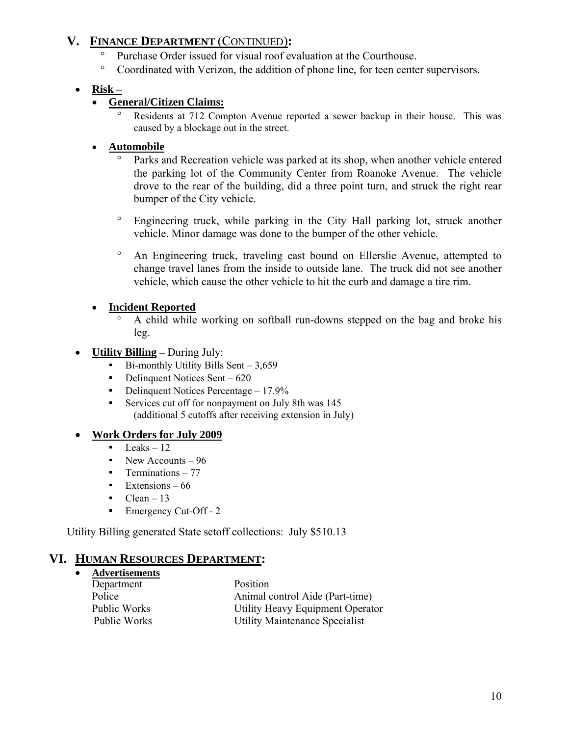## V. FINANCE DEPARTMENT (CONTINUED):

- Purchase Order issued for visual roof evaluation at the Courthouse.
- Coordinated with Verizon, the addition of phone line, for teen center supervisors.

- **Risk –**
  - **General/Citizen Claims:**
    - Residents at 712 Compton Avenue reported a sewer backup in their house. This was caused by a blockage out in the street.
  - **Automobile**
    - Parks and Recreation vehicle was parked at its shop, when another vehicle entered the parking lot of the Community Center from Roanoke Avenue. The vehicle drove to the rear of the building, did a three point turn, and struck the right rear bumper of the City vehicle.
    - Engineering truck, while parking in the City Hall parking lot, struck another vehicle. Minor damage was done to the bumper of the other vehicle.
    - An Engineering truck, traveling east bound on Ellerslie Avenue, attempted to change travel lanes from the inside to outside lane. The truck did not see another vehicle, which cause the other vehicle to hit the curb and damage a tire rim.
  - **Incident Reported**
    - A child while working on softball run-downs stepped on the bag and broke his leg.

- **Utility Billing –** During July:
  - Bi-monthly Utility Bills Sent – 3,659
  - Delinquent Notices Sent – 620
  - Delinquent Notices Percentage – 17.9%
  - Services cut off for nonpayment on July 8th was 145 (additional 5 cutoffs after receiving extension in July)

- **Work Orders for July 2009**
  - Leaks – 12
  - New Accounts – 96
  - Terminations – 77
  - Extensions – 66
  - Clean – 13
  - Emergency Cut-Off - 2

Utility Billing generated State setoff collections: July $510.13

## VI. HUMAN RESOURCES DEPARTMENT:

- **Advertisements**

| Department | Position |
|---|---|
| Police | Animal control Aide (Part-time) |
| Public Works | Utility Heavy Equipment Operator |
| Public Works | Utility Maintenance Specialist |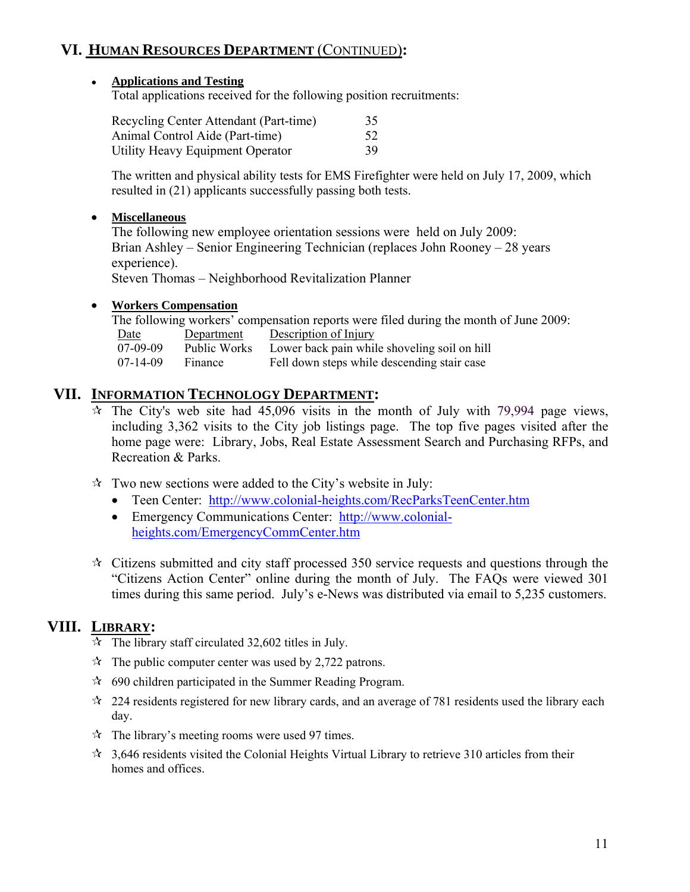## VI. HUMAN RESOURCES DEPARTMENT (CONTINUED):

- **Applications and Testing**
  Total applications received for the following position recruitments:

| | |
|---|---|
| Recycling Center Attendant (Part-time) | 35 |
| Animal Control Aide (Part-time) | 52 |
| Utility Heavy Equipment Operator | 39 |

  The written and physical ability tests for EMS Firefighter were held on July 17, 2009, which resulted in (21) applicants successfully passing both tests.

- **Miscellaneous**
  The following new employee orientation sessions were held on July 2009:
  Brian Ashley – Senior Engineering Technician (replaces John Rooney – 28 years experience).
  Steven Thomas – Neighborhood Revitalization Planner

- **Workers Compensation**
  The following workers' compensation reports were filed during the month of June 2009:

| Date | Department | Description of Injury |
|---|---|---|
| 07-09-09 | Public Works | Lower back pain while shoveling soil on hill |
| 07-14-09 | Finance | Fell down steps while descending stair case |

## VII. INFORMATION TECHNOLOGY DEPARTMENT:

- ☆ The City's web site had 45,096 visits in the month of July with 79,994 page views, including 3,362 visits to the City job listings page. The top five pages visited after the home page were: Library, Jobs, Real Estate Assessment Search and Purchasing RFPs, and Recreation & Parks.

- ☆ Two new sections were added to the City's website in July:
  - Teen Center: http://www.colonial-heights.com/RecParksTeenCenter.htm
  - Emergency Communications Center: http://www.colonial-heights.com/EmergencyCommCenter.htm

- ☆ Citizens submitted and city staff processed 350 service requests and questions through the "Citizens Action Center" online during the month of July. The FAQs were viewed 301 times during this same period. July's e-News was distributed via email to 5,235 customers.

## VIII. LIBRARY:

- ☆ The library staff circulated 32,602 titles in July.
- ☆ The public computer center was used by 2,722 patrons.
- ☆ 690 children participated in the Summer Reading Program.
- ☆ 224 residents registered for new library cards, and an average of 781 residents used the library each day.
- ☆ The library's meeting rooms were used 97 times.
- ☆ 3,646 residents visited the Colonial Heights Virtual Library to retrieve 310 articles from their homes and offices.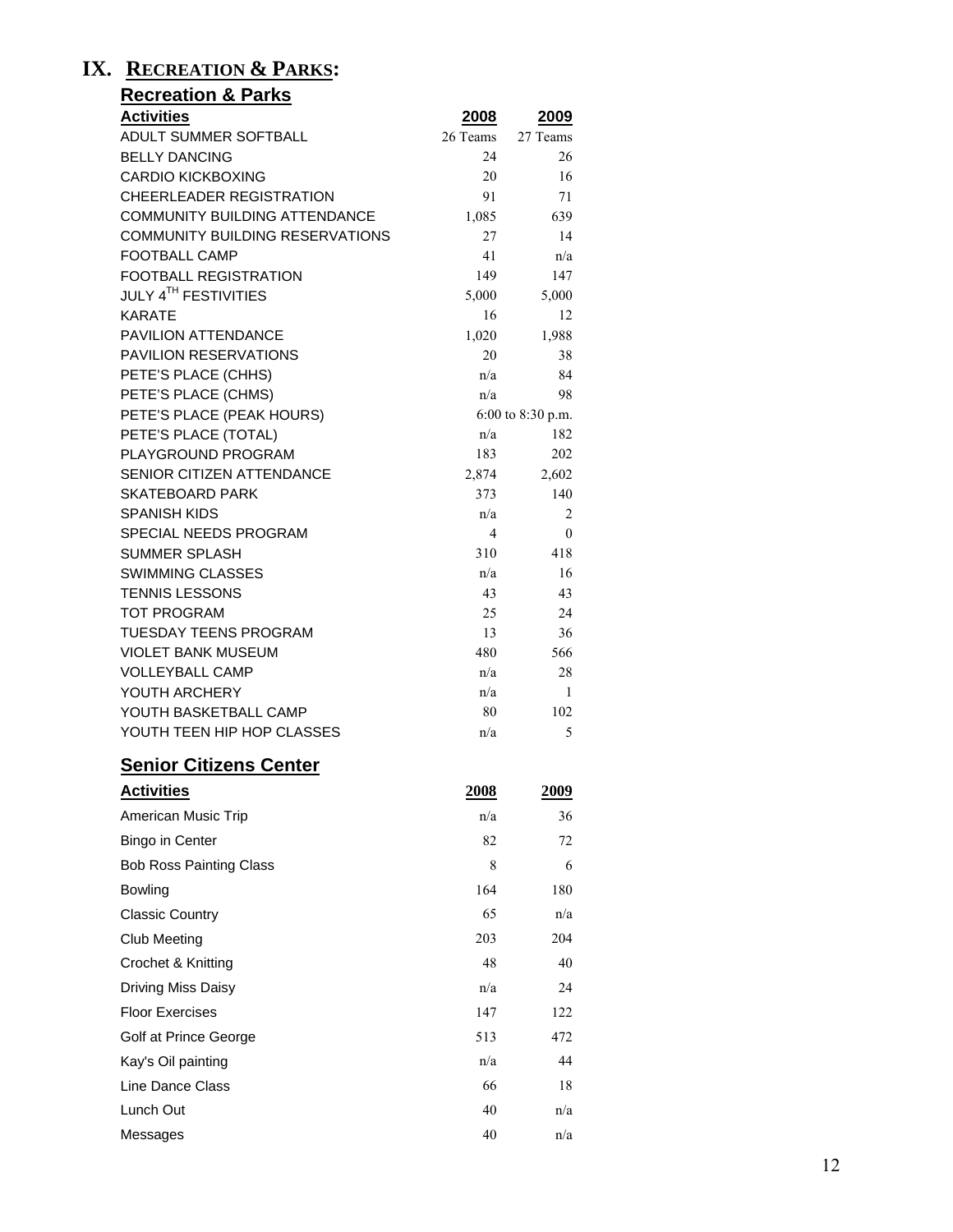# IX. RECREATION & PARKS:

## Recreation & Parks

| Activities | 2008 | 2009 |
|---|---|---|
| ADULT SUMMER SOFTBALL | 26 Teams | 27 Teams |
| BELLY DANCING | 24 | 26 |
| CARDIO KICKBOXING | 20 | 16 |
| CHEERLEADER REGISTRATION | 91 | 71 |
| COMMUNITY BUILDING ATTENDANCE | 1,085 | 639 |
| COMMUNITY BUILDING RESERVATIONS | 27 | 14 |
| FOOTBALL CAMP | 41 | n/a |
| FOOTBALL REGISTRATION | 149 | 147 |
| JULY 4TH FESTIVITIES | 5,000 | 5,000 |
| KARATE | 16 | 12 |
| PAVILION ATTENDANCE | 1,020 | 1,988 |
| PAVILION RESERVATIONS | 20 | 38 |
| PETE'S PLACE (CHHS) | n/a | 84 |
| PETE'S PLACE (CHMS) | n/a | 98 |
| PETE'S PLACE (PEAK HOURS) | 6:00 to 8:30 p.m. | |
| PETE'S PLACE (TOTAL) | n/a | 182 |
| PLAYGROUND PROGRAM | 183 | 202 |
| SENIOR CITIZEN ATTENDANCE | 2,874 | 2,602 |
| SKATEBOARD PARK | 373 | 140 |
| SPANISH KIDS | n/a | 2 |
| SPECIAL NEEDS PROGRAM | 4 | 0 |
| SUMMER SPLASH | 310 | 418 |
| SWIMMING CLASSES | n/a | 16 |
| TENNIS LESSONS | 43 | 43 |
| TOT PROGRAM | 25 | 24 |
| TUESDAY TEENS PROGRAM | 13 | 36 |
| VIOLET BANK MUSEUM | 480 | 566 |
| VOLLEYBALL CAMP | n/a | 28 |
| YOUTH ARCHERY | n/a | 1 |
| YOUTH BASKETBALL CAMP | 80 | 102 |
| YOUTH TEEN HIP HOP CLASSES | n/a | 5 |

## Senior Citizens Center

| Activities | 2008 | 2009 |
|---|---|---|
| American Music Trip | n/a | 36 |
| Bingo in Center | 82 | 72 |
| Bob Ross Painting Class | 8 | 6 |
| Bowling | 164 | 180 |
| Classic Country | 65 | n/a |
| Club Meeting | 203 | 204 |
| Crochet & Knitting | 48 | 40 |
| Driving Miss Daisy | n/a | 24 |
| Floor Exercises | 147 | 122 |
| Golf at Prince George | 513 | 472 |
| Kay's Oil painting | n/a | 44 |
| Line Dance Class | 66 | 18 |
| Lunch Out | 40 | n/a |
| Messages | 40 | n/a |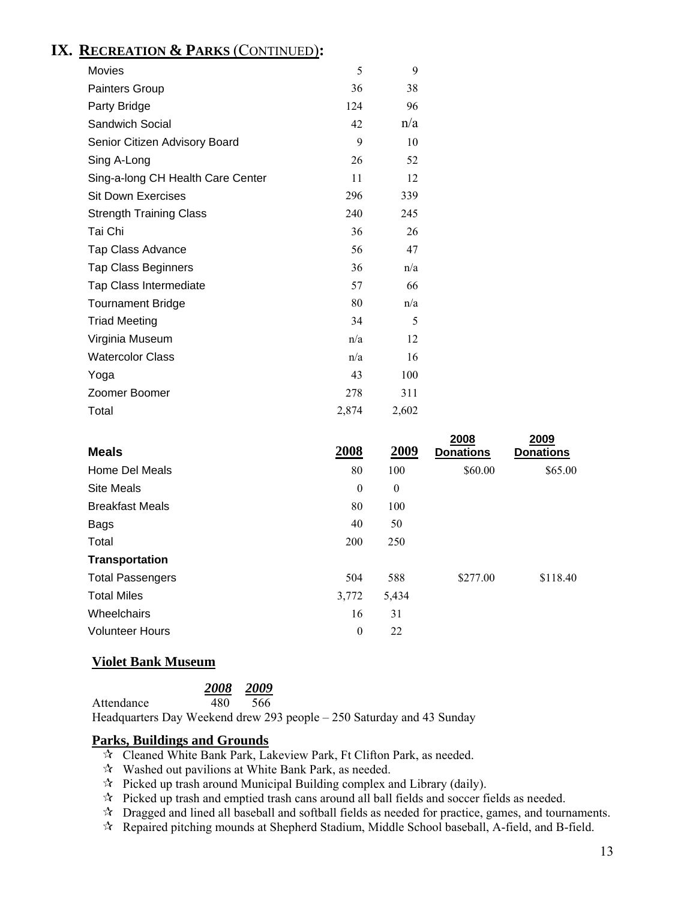# IX. RECREATION & PARKS (CONTINUED):

| | | |
|---|---|---|
| Movies | 5 | 9 |
| Painters Group | 36 | 38 |
| Party Bridge | 124 | 96 |
| Sandwich Social | 42 | n/a |
| Senior Citizen Advisory Board | 9 | 10 |
| Sing A-Long | 26 | 52 |
| Sing-a-long CH Health Care Center | 11 | 12 |
| Sit Down Exercises | 296 | 339 |
| Strength Training Class | 240 | 245 |
| Tai Chi | 36 | 26 |
| Tap Class Advance | 56 | 47 |
| Tap Class Beginners | 36 | n/a |
| Tap Class Intermediate | 57 | 66 |
| Tournament Bridge | 80 | n/a |
| Triad Meeting | 34 | 5 |
| Virginia Museum | n/a | 12 |
| Watercolor Class | n/a | 16 |
| Yoga | 43 | 100 |
| Zoomer Boomer | 278 | 311 |
| Total | 2,874 | 2,602 |

| **Meals** | **2008** | **2009** | **2008 Donations** | **2009 Donations** |
|---|---|---|---|---|
| Home Del Meals | 80 | 100 | $60.00 | $65.00 |
| Site Meals | 0 | 0 | | |
| Breakfast Meals | 80 | 100 | | |
| Bags | 40 | 50 | | |
| Total | 200 | 250 | | |
| **Transportation** | | | | |
| Total Passengers | 504 | 588 | $277.00 | $118.40 |
| Total Miles | 3,772 | 5,434 | | |
| Wheelchairs | 16 | 31 | | |
| Volunteer Hours | 0 | 22 | | |

## Violet Bank Museum

| | ***2008*** | ***2009*** |
|---|---|---|
| Attendance | 480 | 566 |

Headquarters Day Weekend drew 293 people – 250 Saturday and 43 Sunday

## Parks, Buildings and Grounds

- ✰ Cleaned White Bank Park, Lakeview Park, Ft Clifton Park, as needed.
- ✰ Washed out pavilions at White Bank Park, as needed.
- ✰ Picked up trash around Municipal Building complex and Library (daily).
- ✰ Picked up trash and emptied trash cans around all ball fields and soccer fields as needed.
- ✰ Dragged and lined all baseball and softball fields as needed for practice, games, and tournaments.
- ✰ Repaired pitching mounds at Shepherd Stadium, Middle School baseball, A-field, and B-field.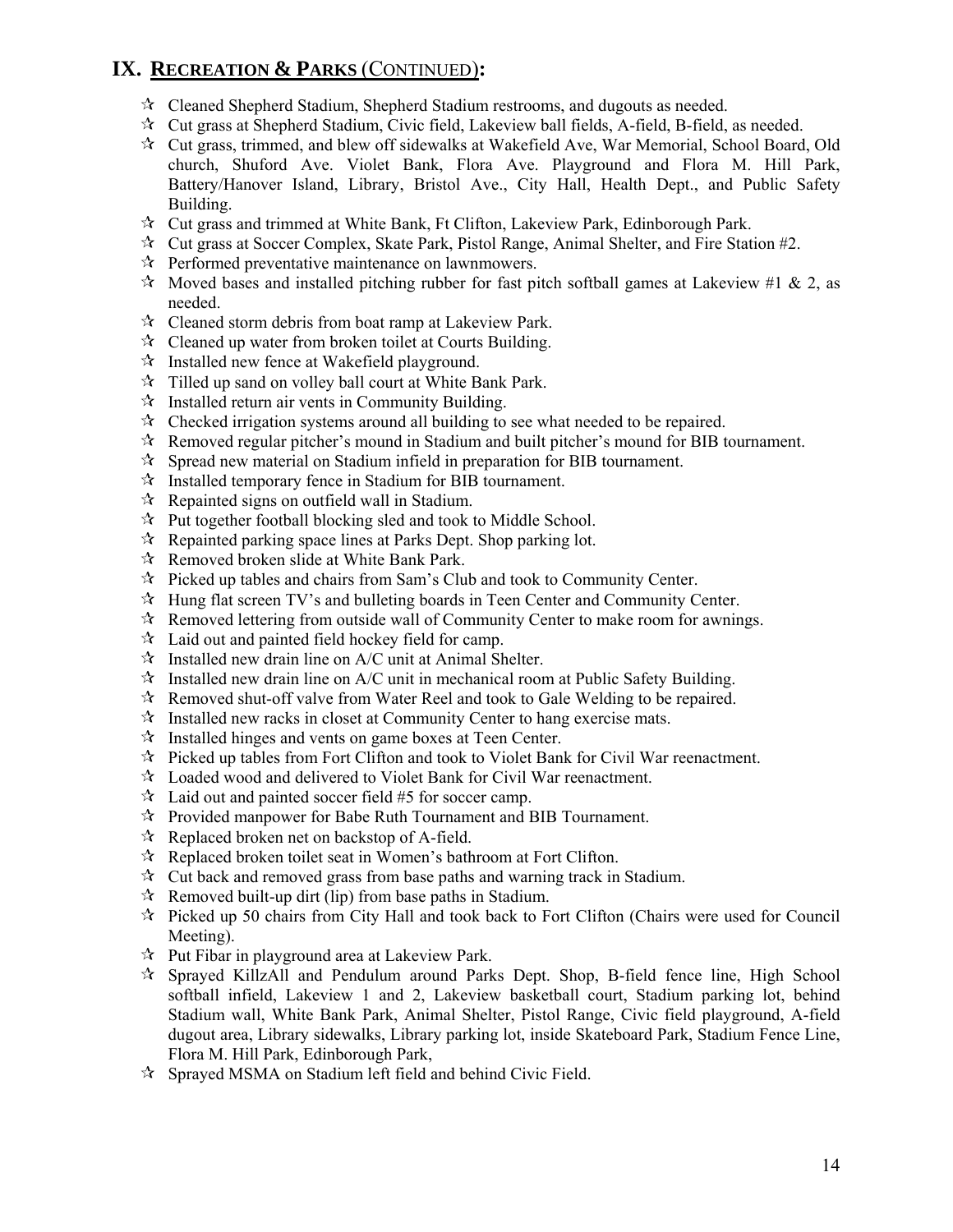## IX. RECREATION & PARKS (CONTINUED):

- Cleaned Shepherd Stadium, Shepherd Stadium restrooms, and dugouts as needed.
- Cut grass at Shepherd Stadium, Civic field, Lakeview ball fields, A-field, B-field, as needed.
- Cut grass, trimmed, and blew off sidewalks at Wakefield Ave, War Memorial, School Board, Old church, Shuford Ave. Violet Bank, Flora Ave. Playground and Flora M. Hill Park, Battery/Hanover Island, Library, Bristol Ave., City Hall, Health Dept., and Public Safety Building.
- Cut grass and trimmed at White Bank, Ft Clifton, Lakeview Park, Edinborough Park.
- Cut grass at Soccer Complex, Skate Park, Pistol Range, Animal Shelter, and Fire Station #2.
- Performed preventative maintenance on lawnmowers.
- Moved bases and installed pitching rubber for fast pitch softball games at Lakeview #1 & 2, as needed.
- Cleaned storm debris from boat ramp at Lakeview Park.
- Cleaned up water from broken toilet at Courts Building.
- Installed new fence at Wakefield playground.
- Tilled up sand on volley ball court at White Bank Park.
- Installed return air vents in Community Building.
- Checked irrigation systems around all building to see what needed to be repaired.
- Removed regular pitcher's mound in Stadium and built pitcher's mound for BIB tournament.
- Spread new material on Stadium infield in preparation for BIB tournament.
- Installed temporary fence in Stadium for BIB tournament.
- Repainted signs on outfield wall in Stadium.
- Put together football blocking sled and took to Middle School.
- Repainted parking space lines at Parks Dept. Shop parking lot.
- Removed broken slide at White Bank Park.
- Picked up tables and chairs from Sam's Club and took to Community Center.
- Hung flat screen TV's and bulleting boards in Teen Center and Community Center.
- Removed lettering from outside wall of Community Center to make room for awnings.
- Laid out and painted field hockey field for camp.
- Installed new drain line on A/C unit at Animal Shelter.
- Installed new drain line on A/C unit in mechanical room at Public Safety Building.
- Removed shut-off valve from Water Reel and took to Gale Welding to be repaired.
- Installed new racks in closet at Community Center to hang exercise mats.
- Installed hinges and vents on game boxes at Teen Center.
- Picked up tables from Fort Clifton and took to Violet Bank for Civil War reenactment.
- Loaded wood and delivered to Violet Bank for Civil War reenactment.
- Laid out and painted soccer field #5 for soccer camp.
- Provided manpower for Babe Ruth Tournament and BIB Tournament.
- Replaced broken net on backstop of A-field.
- Replaced broken toilet seat in Women's bathroom at Fort Clifton.
- Cut back and removed grass from base paths and warning track in Stadium.
- Removed built-up dirt (lip) from base paths in Stadium.
- Picked up 50 chairs from City Hall and took back to Fort Clifton (Chairs were used for Council Meeting).
- Put Fibar in playground area at Lakeview Park.
- Sprayed KillzAll and Pendulum around Parks Dept. Shop, B-field fence line, High School softball infield, Lakeview 1 and 2, Lakeview basketball court, Stadium parking lot, behind Stadium wall, White Bank Park, Animal Shelter, Pistol Range, Civic field playground, A-field dugout area, Library sidewalks, Library parking lot, inside Skateboard Park, Stadium Fence Line, Flora M. Hill Park, Edinborough Park,
- Sprayed MSMA on Stadium left field and behind Civic Field.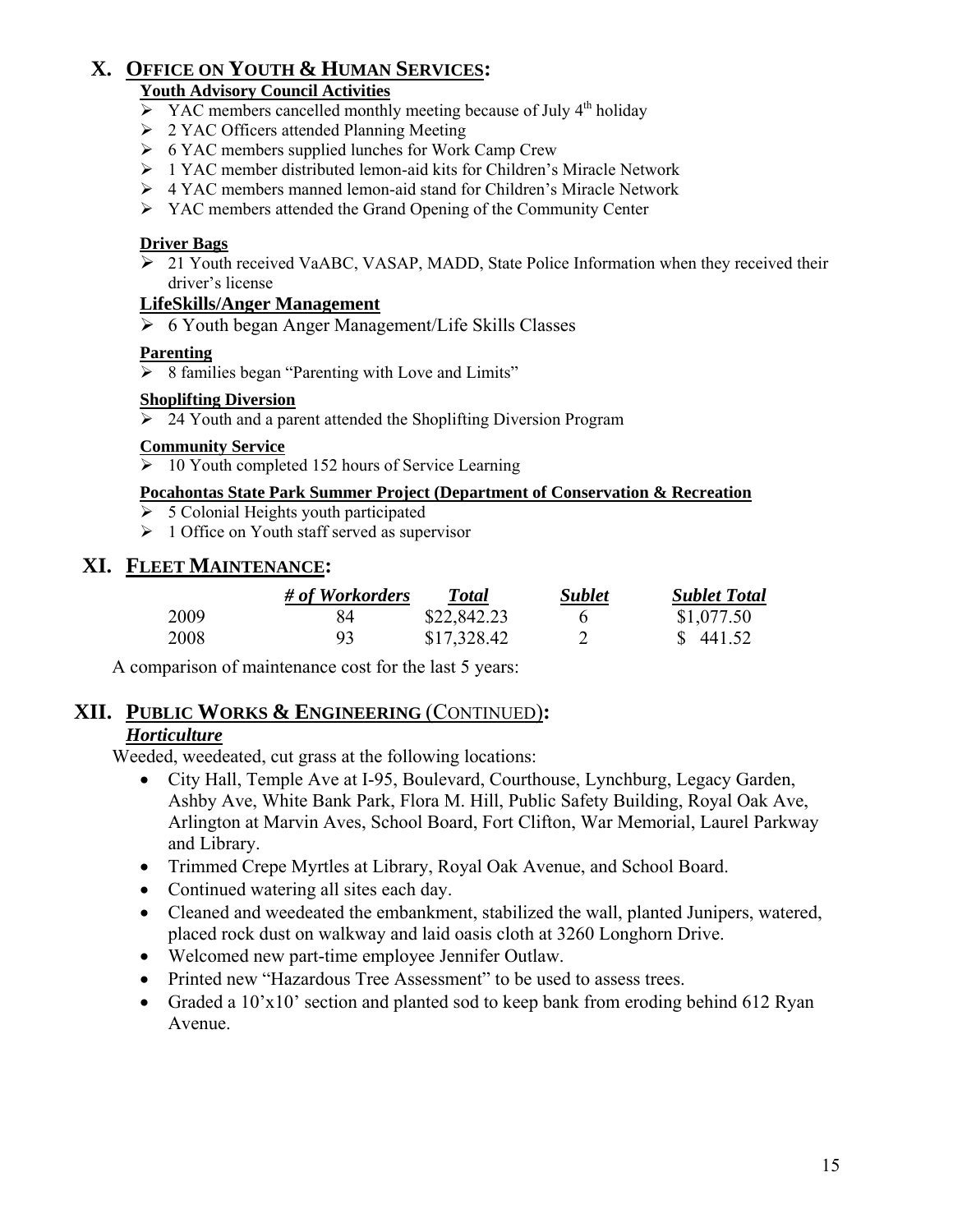## X. OFFICE ON YOUTH & HUMAN SERVICES:

**Youth Advisory Council Activities**

- YAC members cancelled monthly meeting because of July 4th holiday
- 2 YAC Officers attended Planning Meeting
- 6 YAC members supplied lunches for Work Camp Crew
- 1 YAC member distributed lemon-aid kits for Children's Miracle Network
- 4 YAC members manned lemon-aid stand for Children's Miracle Network
- YAC members attended the Grand Opening of the Community Center

**Driver Bags**

- 21 Youth received VaABC, VASAP, MADD, State Police Information when they received their driver's license

**LifeSkills/Anger Management**

- 6 Youth began Anger Management/Life Skills Classes

**Parenting**

- 8 families began "Parenting with Love and Limits"

**Shoplifting Diversion**

- 24 Youth and a parent attended the Shoplifting Diversion Program

**Community Service**

- 10 Youth completed 152 hours of Service Learning

**Pocahontas State Park Summer Project (Department of Conservation & Recreation**

- 5 Colonial Heights youth participated
- 1 Office on Youth staff served as supervisor

## XI. FLEET MAINTENANCE:

| | *# of Workorders* | *Total* | *Sublet* | *Sublet Total* |
|---|---|---|---|---|
| 2009 | 84 | $22,842.23 | 6 | $1,077.50 |
| 2008 | 93 | $17,328.42 | 2 | $ 441.52 |

A comparison of maintenance cost for the last 5 years:

## XII. PUBLIC WORKS & ENGINEERING (CONTINUED):

***Horticulture***

Weeded, weedeated, cut grass at the following locations:

- City Hall, Temple Ave at I-95, Boulevard, Courthouse, Lynchburg, Legacy Garden, Ashby Ave, White Bank Park, Flora M. Hill, Public Safety Building, Royal Oak Ave, Arlington at Marvin Aves, School Board, Fort Clifton, War Memorial, Laurel Parkway and Library.
- Trimmed Crepe Myrtles at Library, Royal Oak Avenue, and School Board.
- Continued watering all sites each day.
- Cleaned and weedeated the embankment, stabilized the wall, planted Junipers, watered, placed rock dust on walkway and laid oasis cloth at 3260 Longhorn Drive.
- Welcomed new part-time employee Jennifer Outlaw.
- Printed new "Hazardous Tree Assessment" to be used to assess trees.
- Graded a 10'x10' section and planted sod to keep bank from eroding behind 612 Ryan Avenue.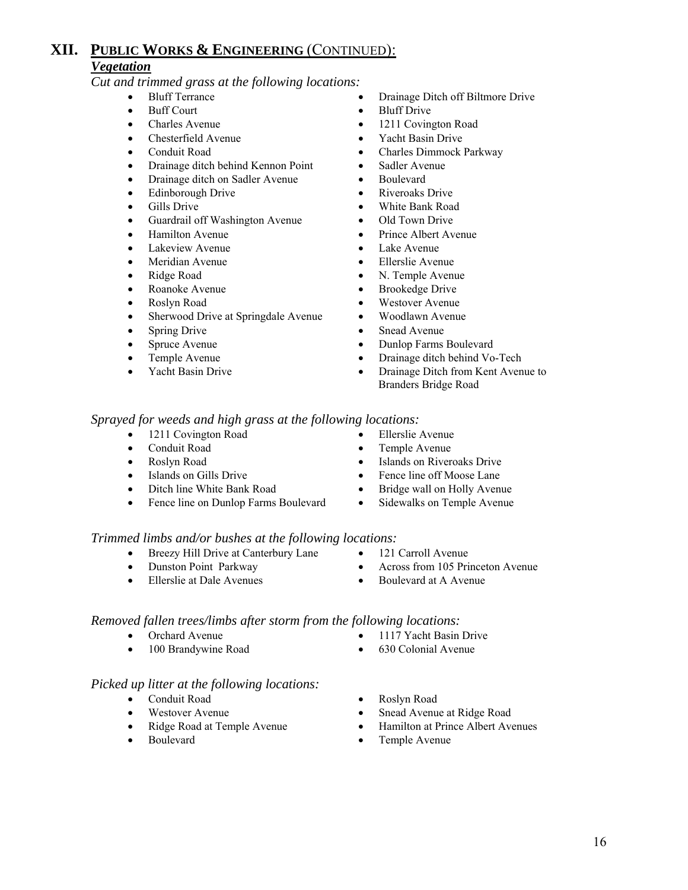# XII. PUBLIC WORKS & ENGINEERING (CONTINUED):

## *Vegetation*

*Cut and trimmed grass at the following locations:*

- Bluff Terrance
- Buff Court
- Charles Avenue
- Chesterfield Avenue
- Conduit Road
- Drainage ditch behind Kennon Point
- Drainage ditch on Sadler Avenue
- Edinborough Drive
- Gills Drive
- Guardrail off Washington Avenue
- Hamilton Avenue
- Lakeview Avenue
- Meridian Avenue
- Ridge Road
- Roanoke Avenue
- Roslyn Road
- Sherwood Drive at Springdale Avenue
- Spring Drive
- Spruce Avenue
- Temple Avenue
- Yacht Basin Drive
- Drainage Ditch off Biltmore Drive
- Bluff Drive
- 1211 Covington Road
- Yacht Basin Drive
- Charles Dimmock Parkway
- Sadler Avenue
- Boulevard
- Riveroaks Drive
- White Bank Road
- Old Town Drive
- Prince Albert Avenue
- Lake Avenue
- Ellerslie Avenue
- N. Temple Avenue
- Brookedge Drive
- Westover Avenue
- Woodlawn Avenue
- Snead Avenue
- Dunlop Farms Boulevard
- Drainage ditch behind Vo-Tech
- Drainage Ditch from Kent Avenue to Branders Bridge Road

*Sprayed for weeds and high grass at the following locations:*

- 1211 Covington Road
- Conduit Road
- Roslyn Road
- Islands on Gills Drive
- Ditch line White Bank Road
- Fence line on Dunlop Farms Boulevard
- Ellerslie Avenue
- Temple Avenue
- Islands on Riveroaks Drive
- Fence line off Moose Lane
- Bridge wall on Holly Avenue
- Sidewalks on Temple Avenue

*Trimmed limbs and/or bushes at the following locations:*

- Breezy Hill Drive at Canterbury Lane
- Dunston Point Parkway
- Ellerslie at Dale Avenues
- 121 Carroll Avenue
- Across from 105 Princeton Avenue
- Boulevard at A Avenue

*Removed fallen trees/limbs after storm from the following locations:*

- Orchard Avenue
- 100 Brandywine Road
- 1117 Yacht Basin Drive
- 630 Colonial Avenue

*Picked up litter at the following locations:*

- Conduit Road
- Westover Avenue
- Ridge Road at Temple Avenue
- Boulevard
- Roslyn Road
- Snead Avenue at Ridge Road
- Hamilton at Prince Albert Avenues
- Temple Avenue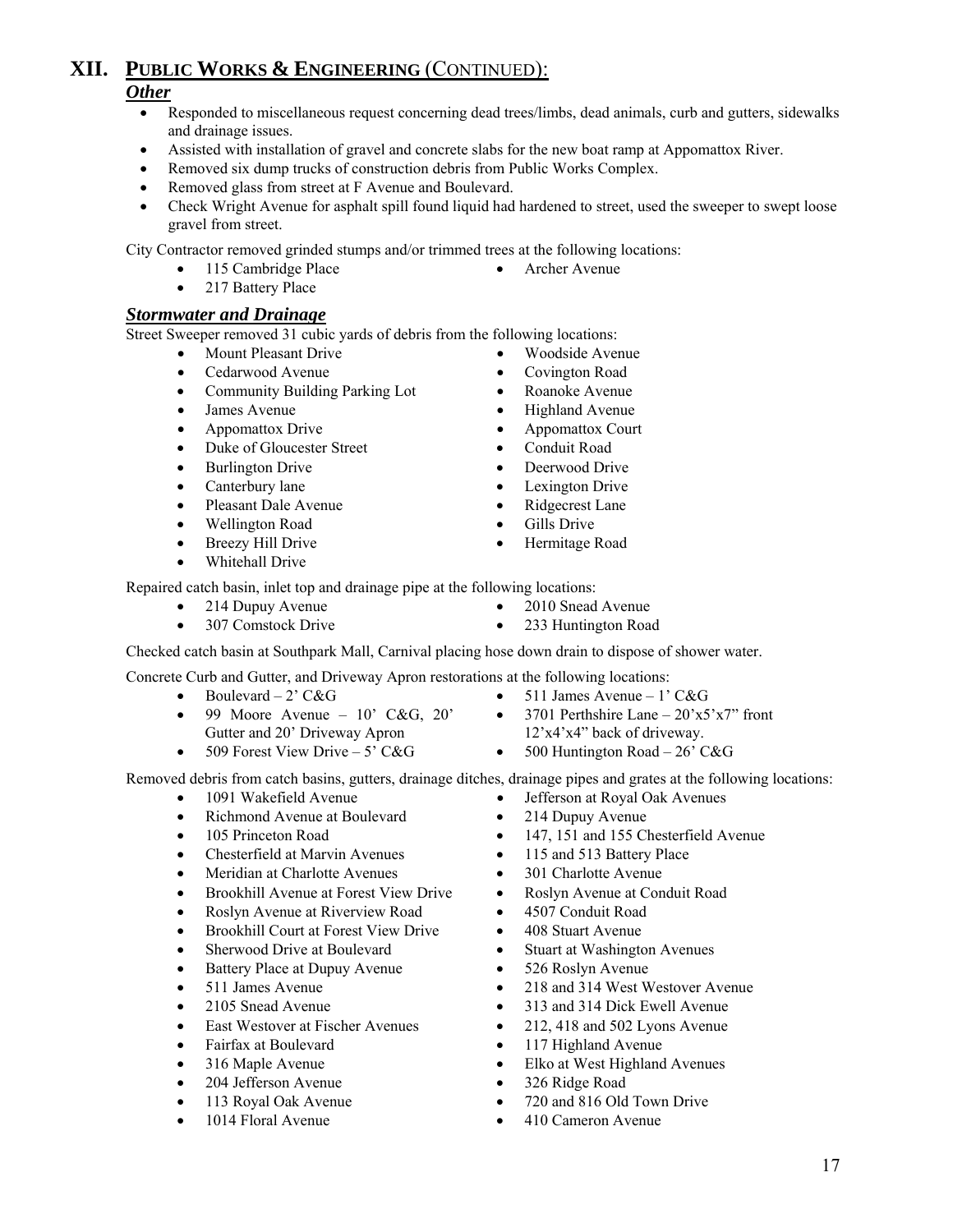# XII. PUBLIC WORKS & ENGINEERING (CONTINUED):

### *Other*

- Responded to miscellaneous request concerning dead trees/limbs, dead animals, curb and gutters, sidewalks and drainage issues.
- Assisted with installation of gravel and concrete slabs for the new boat ramp at Appomattox River.
- Removed six dump trucks of construction debris from Public Works Complex.
- Removed glass from street at F Avenue and Boulevard.
- Check Wright Avenue for asphalt spill found liquid had hardened to street, used the sweeper to swept loose gravel from street.

City Contractor removed grinded stumps and/or trimmed trees at the following locations:

- 115 Cambridge Place
- 217 Battery Place
- Archer Avenue

### *Stormwater and Drainage*

Street Sweeper removed 31 cubic yards of debris from the following locations:

- Mount Pleasant Drive
- Cedarwood Avenue
- Community Building Parking Lot
- James Avenue
- Appomattox Drive
- Duke of Gloucester Street
- Burlington Drive
- Canterbury lane
- Pleasant Dale Avenue
- Wellington Road
- Breezy Hill Drive
- Whitehall Drive
- Woodside Avenue
- Covington Road
- Roanoke Avenue
- Highland Avenue
- Appomattox Court
- Conduit Road
- Deerwood Drive
- Lexington Drive
- Ridgecrest Lane
- Gills Drive
- Hermitage Road

Repaired catch basin, inlet top and drainage pipe at the following locations:

- 214 Dupuy Avenue
- 307 Comstock Drive
- 2010 Snead Avenue
- 233 Huntington Road

Checked catch basin at Southpark Mall, Carnival placing hose down drain to dispose of shower water.

Concrete Curb and Gutter, and Driveway Apron restorations at the following locations:

- Boulevard – 2' C&G
- 99 Moore Avenue – 10' C&G, 20' Gutter and 20' Driveway Apron
- 509 Forest View Drive – 5' C&G
- 511 James Avenue – 1' C&G
- 3701 Perthshire Lane – 20'x5'x7" front 12'x4'x4" back of driveway.
- 500 Huntington Road – 26' C&G

Removed debris from catch basins, gutters, drainage ditches, drainage pipes and grates at the following locations:

- 1091 Wakefield Avenue
- Richmond Avenue at Boulevard
- 105 Princeton Road
- Chesterfield at Marvin Avenues
- Meridian at Charlotte Avenues
- Brookhill Avenue at Forest View Drive
- Roslyn Avenue at Riverview Road
- Brookhill Court at Forest View Drive
- Sherwood Drive at Boulevard
- Battery Place at Dupuy Avenue
- 511 James Avenue
- 2105 Snead Avenue
- East Westover at Fischer Avenues
- Fairfax at Boulevard
- 316 Maple Avenue
- 204 Jefferson Avenue
- 113 Royal Oak Avenue
- 1014 Floral Avenue
- Jefferson at Royal Oak Avenues
- 214 Dupuy Avenue
- 147, 151 and 155 Chesterfield Avenue
- 115 and 513 Battery Place
- 301 Charlotte Avenue
- Roslyn Avenue at Conduit Road
- 4507 Conduit Road
- 408 Stuart Avenue
- Stuart at Washington Avenues
- 526 Roslyn Avenue
- 218 and 314 West Westover Avenue
- 313 and 314 Dick Ewell Avenue
- 212, 418 and 502 Lyons Avenue
- 117 Highland Avenue
- Elko at West Highland Avenues
- 326 Ridge Road
- 720 and 816 Old Town Drive
- 410 Cameron Avenue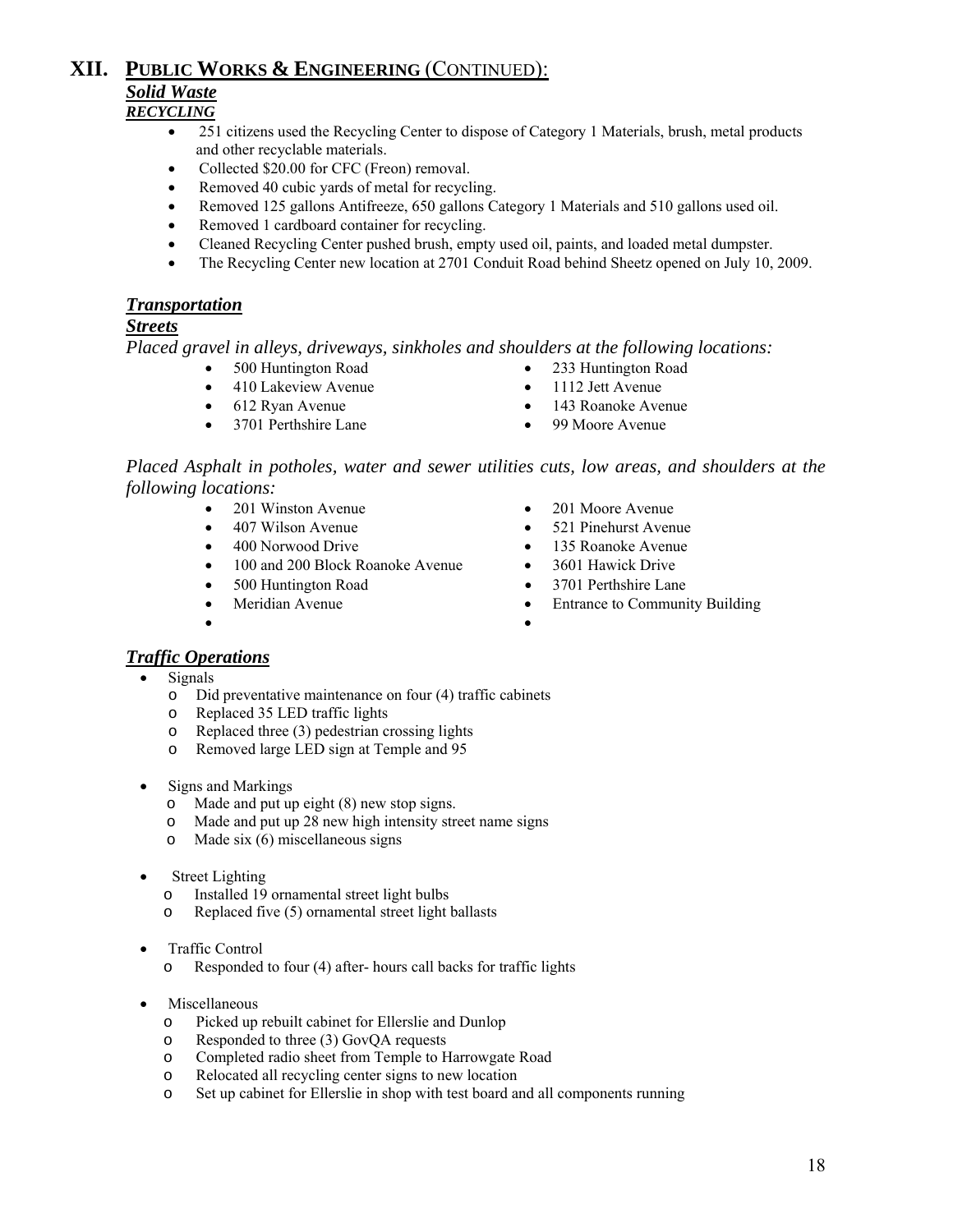# XII. PUBLIC WORKS & ENGINEERING (CONTINUED):

## *Solid Waste*

### *RECYCLING*

- 251 citizens used the Recycling Center to dispose of Category 1 Materials, brush, metal products and other recyclable materials.
- Collected $20.00 for CFC (Freon) removal.
- Removed 40 cubic yards of metal for recycling.
- Removed 125 gallons Antifreeze, 650 gallons Category 1 Materials and 510 gallons used oil.
- Removed 1 cardboard container for recycling.
- Cleaned Recycling Center pushed brush, empty used oil, paints, and loaded metal dumpster.
- The Recycling Center new location at 2701 Conduit Road behind Sheetz opened on July 10, 2009.

## *Transportation*

### *Streets*

*Placed gravel in alleys, driveways, sinkholes and shoulders at the following locations:*

- 500 Huntington Road
- 410 Lakeview Avenue
- 612 Ryan Avenue
- 3701 Perthshire Lane
- 233 Huntington Road
- 1112 Jett Avenue
- 143 Roanoke Avenue
- 99 Moore Avenue

*Placed Asphalt in potholes, water and sewer utilities cuts, low areas, and shoulders at the following locations:*

- 201 Winston Avenue
- 407 Wilson Avenue
- 400 Norwood Drive
- 100 and 200 Block Roanoke Avenue
- 500 Huntington Road
- Meridian Avenue
- 201 Moore Avenue
- 521 Pinehurst Avenue
- 135 Roanoke Avenue
- 3601 Hawick Drive
- 3701 Perthshire Lane
- Entrance to Community Building

### *Traffic Operations*

- Signals
  - Did preventative maintenance on four (4) traffic cabinets
  - Replaced 35 LED traffic lights
  - Replaced three (3) pedestrian crossing lights
  - Removed large LED sign at Temple and 95
- Signs and Markings
  - Made and put up eight (8) new stop signs.
  - Made and put up 28 new high intensity street name signs
  - Made six (6) miscellaneous signs
- Street Lighting
  - Installed 19 ornamental street light bulbs
  - Replaced five (5) ornamental street light ballasts
- Traffic Control
  - Responded to four (4) after- hours call backs for traffic lights
- Miscellaneous
  - Picked up rebuilt cabinet for Ellerslie and Dunlop
  - Responded to three (3) GovQA requests
  - Completed radio sheet from Temple to Harrowgate Road
  - Relocated all recycling center signs to new location
  - Set up cabinet for Ellerslie in shop with test board and all components running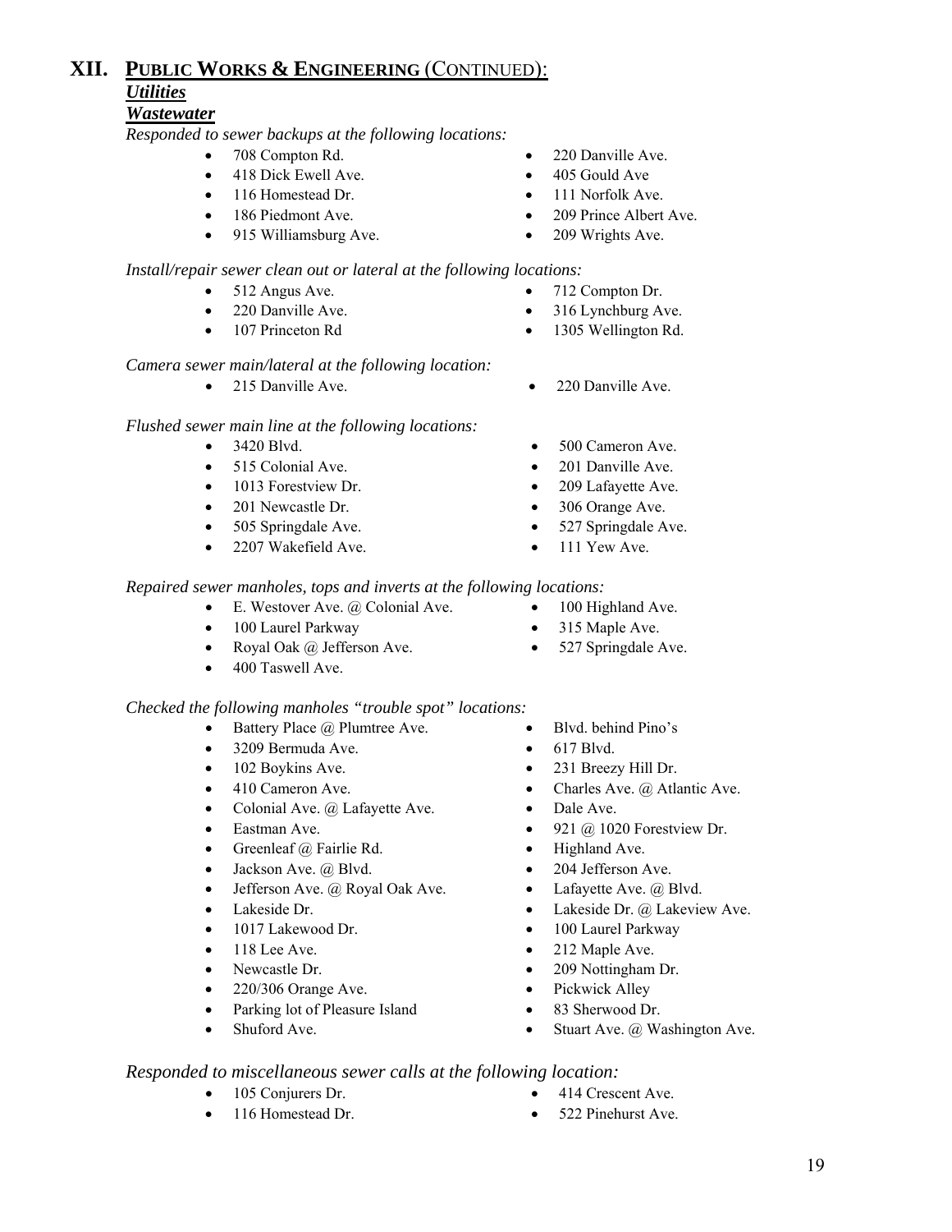# XII. PUBLIC WORKS & ENGINEERING (CONTINUED):

## *Utilities*

### *Wastewater*

*Responded to sewer backups at the following locations:*

- 708 Compton Rd.
- 220 Danville Ave.
- 418 Dick Ewell Ave.
- 405 Gould Ave
- 116 Homestead Dr.
- 111 Norfolk Ave.
- 186 Piedmont Ave.
- 209 Prince Albert Ave.
- 915 Williamsburg Ave.
- 209 Wrights Ave.

*Install/repair sewer clean out or lateral at the following locations:*

- 512 Angus Ave.
- 712 Compton Dr.
- 220 Danville Ave.
- 316 Lynchburg Ave.
- 107 Princeton Rd
- 1305 Wellington Rd.

*Camera sewer main/lateral at the following location:*

- 215 Danville Ave.
- 220 Danville Ave.

*Flushed sewer main line at the following locations:*

- 3420 Blvd.
- 500 Cameron Ave.
- 515 Colonial Ave.
- 201 Danville Ave.
- 1013 Forestview Dr.
- 209 Lafayette Ave.
- 201 Newcastle Dr.
- 306 Orange Ave.
- 505 Springdale Ave.
- 527 Springdale Ave.
- 2207 Wakefield Ave.
- 111 Yew Ave.

*Repaired sewer manholes, tops and inverts at the following locations:*

- E. Westover Ave. @ Colonial Ave.
- 100 Highland Ave.
- 100 Laurel Parkway
- 315 Maple Ave.
- Royal Oak @ Jefferson Ave.
- 527 Springdale Ave.
- 400 Taswell Ave.

*Checked the following manholes "trouble spot" locations:*

- Battery Place @ Plumtree Ave.
- Blvd. behind Pino's
- 3209 Bermuda Ave.
- 617 Blvd.
- 102 Boykins Ave.
- 231 Breezy Hill Dr.
- 410 Cameron Ave.
- Charles Ave. @ Atlantic Ave.
- Colonial Ave. @ Lafayette Ave.
- Dale Ave.
- Eastman Ave.
- 921 @ 1020 Forestview Dr.
- Greenleaf @ Fairlie Rd.
- Highland Ave.
- Jackson Ave. @ Blvd.
- 204 Jefferson Ave.
- Jefferson Ave. @ Royal Oak Ave.
- Lafayette Ave. @ Blvd.
- Lakeside Dr.
- Lakeside Dr. @ Lakeview Ave.
- 1017 Lakewood Dr.
- 100 Laurel Parkway
- 118 Lee Ave.
- 212 Maple Ave.
- Newcastle Dr.
- 209 Nottingham Dr.
- 220/306 Orange Ave.
- Pickwick Alley
- Parking lot of Pleasure Island
- 83 Sherwood Dr.
- Shuford Ave.
- Stuart Ave. @ Washington Ave.

*Responded to miscellaneous sewer calls at the following location:*

- 105 Conjurers Dr.
- 414 Crescent Ave.
- 116 Homestead Dr.
- 522 Pinehurst Ave.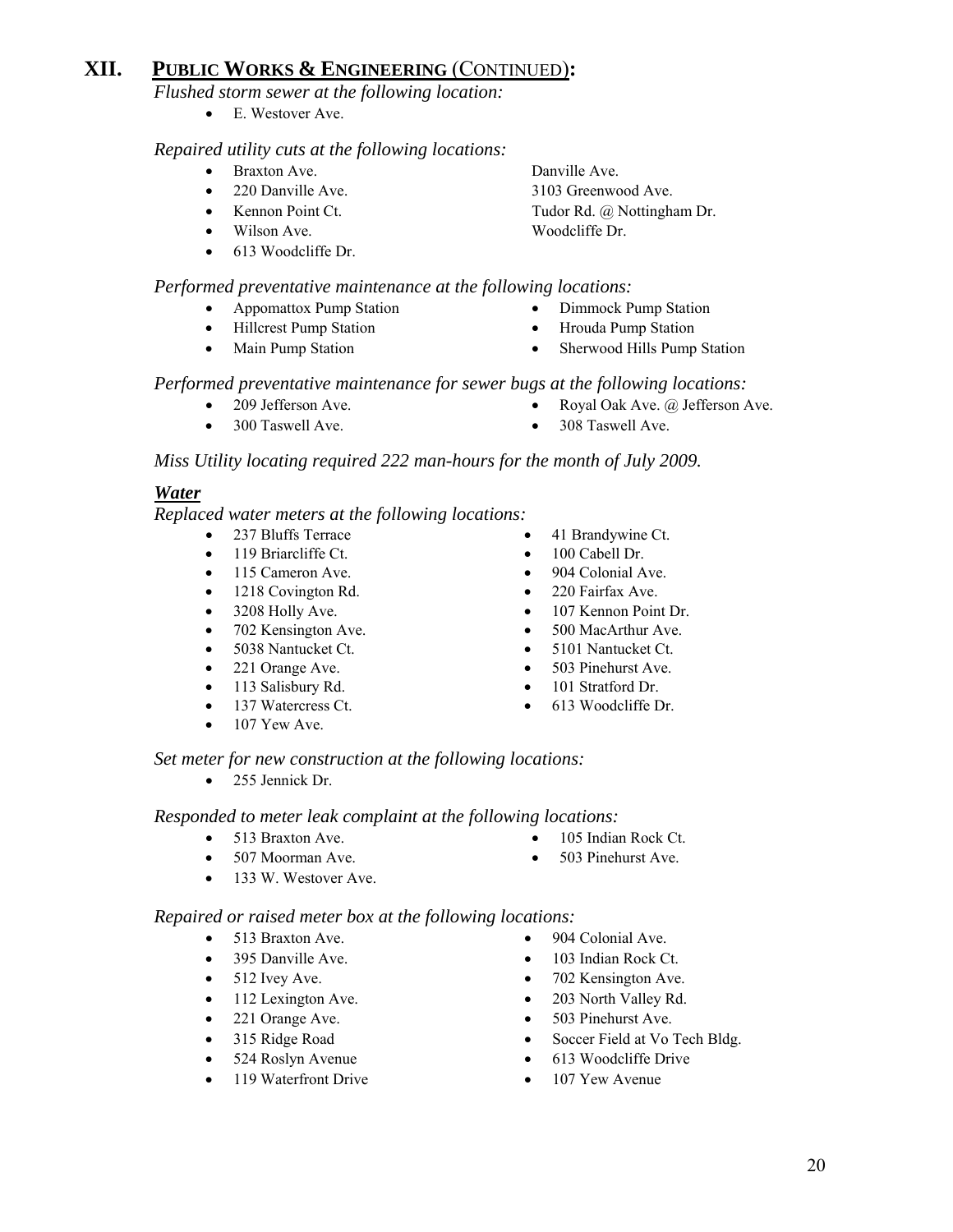## XII. PUBLIC WORKS & ENGINEERING (CONTINUED):

*Flushed storm sewer at the following location:*

- E. Westover Ave.

*Repaired utility cuts at the following locations:*

- Braxton Ave.
- 220 Danville Ave.
- Kennon Point Ct.
- Wilson Ave.
- 613 Woodcliffe Dr.
- Danville Ave.
- 3103 Greenwood Ave.
- Tudor Rd. @ Nottingham Dr.
- Woodcliffe Dr.

*Performed preventative maintenance at the following locations:*

- Appomattox Pump Station
- Hillcrest Pump Station
- Main Pump Station
- Dimmock Pump Station
- Hrouda Pump Station
- Sherwood Hills Pump Station

*Performed preventative maintenance for sewer bugs at the following locations:*

- 209 Jefferson Ave.
- 300 Taswell Ave.
- Royal Oak Ave. @ Jefferson Ave.
- 308 Taswell Ave.

*Miss Utility locating required 222 man-hours for the month of July 2009.*

### ***Water***

*Replaced water meters at the following locations:*

- 237 Bluffs Terrace
- 119 Briarcliffe Ct.
- 115 Cameron Ave.
- 1218 Covington Rd.
- 3208 Holly Ave.
- 702 Kensington Ave.
- 5038 Nantucket Ct.
- 221 Orange Ave.
- 113 Salisbury Rd.
- 137 Watercress Ct.
- 107 Yew Ave.
- 41 Brandywine Ct.
- 100 Cabell Dr.
- 904 Colonial Ave.
- 220 Fairfax Ave.
- 107 Kennon Point Dr.
- 500 MacArthur Ave.
- 5101 Nantucket Ct.
- 503 Pinehurst Ave.
- 101 Stratford Dr.
- 613 Woodcliffe Dr.

*Set meter for new construction at the following locations:*

- 255 Jennick Dr.

*Responded to meter leak complaint at the following locations:*

- 513 Braxton Ave.
- 507 Moorman Ave.
- 133 W. Westover Ave.
- 105 Indian Rock Ct.
- 503 Pinehurst Ave.

*Repaired or raised meter box at the following locations:*

- 513 Braxton Ave.
- 395 Danville Ave.
- 512 Ivey Ave.
- 112 Lexington Ave.
- 221 Orange Ave.
- 315 Ridge Road
- 524 Roslyn Avenue
- 119 Waterfront Drive
- 904 Colonial Ave.
- 103 Indian Rock Ct.
- 702 Kensington Ave.
- 203 North Valley Rd.
- 503 Pinehurst Ave.
- Soccer Field at Vo Tech Bldg.
- 613 Woodcliffe Drive
- 107 Yew Avenue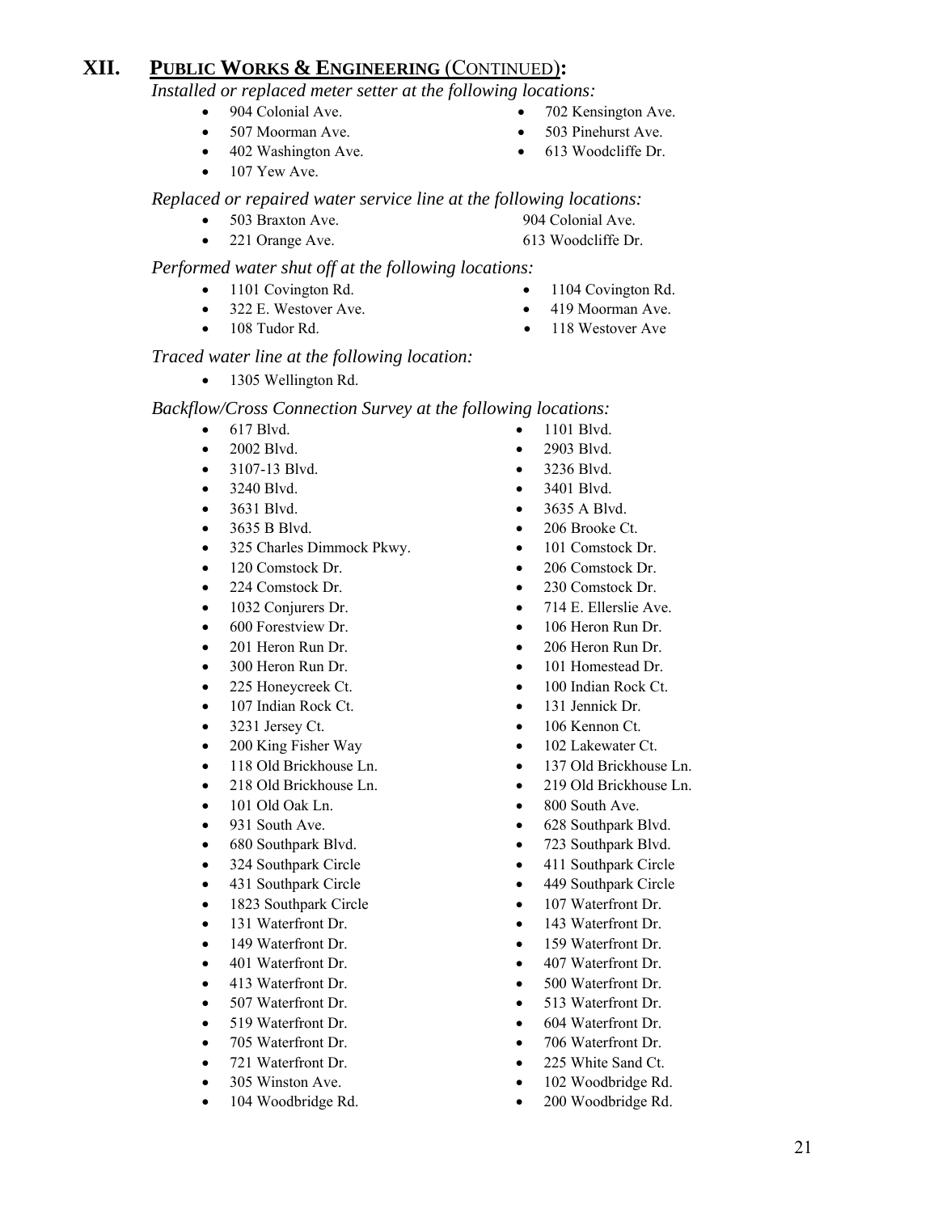# XII. PUBLIC WORKS & ENGINEERING (CONTINUED):

*Installed or replaced meter setter at the following locations:*

- 904 Colonial Ave.
- 507 Moorman Ave.
- 402 Washington Ave.
- 107 Yew Ave.
- 702 Kensington Ave.
- 503 Pinehurst Ave.
- 613 Woodcliffe Dr.

*Replaced or repaired water service line at the following locations:*

- 503 Braxton Ave.
- 221 Orange Ave.

904 Colonial Ave.
613 Woodcliffe Dr.

*Performed water shut off at the following locations:*

- 1101 Covington Rd.
- 322 E. Westover Ave.
- 108 Tudor Rd.
- 1104 Covington Rd.
- 419 Moorman Ave.
- 118 Westover Ave

*Traced water line at the following location:*

- 1305 Wellington Rd.

*Backflow/Cross Connection Survey at the following locations:*

- 617 Blvd.
- 2002 Blvd.
- 3107-13 Blvd.
- 3240 Blvd.
- 3631 Blvd.
- 3635 B Blvd.
- 325 Charles Dimmock Pkwy.
- 120 Comstock Dr.
- 224 Comstock Dr.
- 1032 Conjurers Dr.
- 600 Forestview Dr.
- 201 Heron Run Dr.
- 300 Heron Run Dr.
- 225 Honeycreek Ct.
- 107 Indian Rock Ct.
- 3231 Jersey Ct.
- 200 King Fisher Way
- 118 Old Brickhouse Ln.
- 218 Old Brickhouse Ln.
- 101 Old Oak Ln.
- 931 South Ave.
- 680 Southpark Blvd.
- 324 Southpark Circle
- 431 Southpark Circle
- 1823 Southpark Circle
- 131 Waterfront Dr.
- 149 Waterfront Dr.
- 401 Waterfront Dr.
- 413 Waterfront Dr.
- 507 Waterfront Dr.
- 519 Waterfront Dr.
- 705 Waterfront Dr.
- 721 Waterfront Dr.
- 305 Winston Ave.
- 104 Woodbridge Rd.
- 1101 Blvd.
- 2903 Blvd.
- 3236 Blvd.
- 3401 Blvd.
- 3635 A Blvd.
- 206 Brooke Ct.
- 101 Comstock Dr.
- 206 Comstock Dr.
- 230 Comstock Dr.
- 714 E. Ellerslie Ave.
- 106 Heron Run Dr.
- 206 Heron Run Dr.
- 101 Homestead Dr.
- 100 Indian Rock Ct.
- 131 Jennick Dr.
- 106 Kennon Ct.
- 102 Lakewater Ct.
- 137 Old Brickhouse Ln.
- 219 Old Brickhouse Ln.
- 800 South Ave.
- 628 Southpark Blvd.
- 723 Southpark Blvd.
- 411 Southpark Circle
- 449 Southpark Circle
- 107 Waterfront Dr.
- 143 Waterfront Dr.
- 159 Waterfront Dr.
- 407 Waterfront Dr.
- 500 Waterfront Dr.
- 513 Waterfront Dr.
- 604 Waterfront Dr.
- 706 Waterfront Dr.
- 225 White Sand Ct.
- 102 Woodbridge Rd.
- 200 Woodbridge Rd.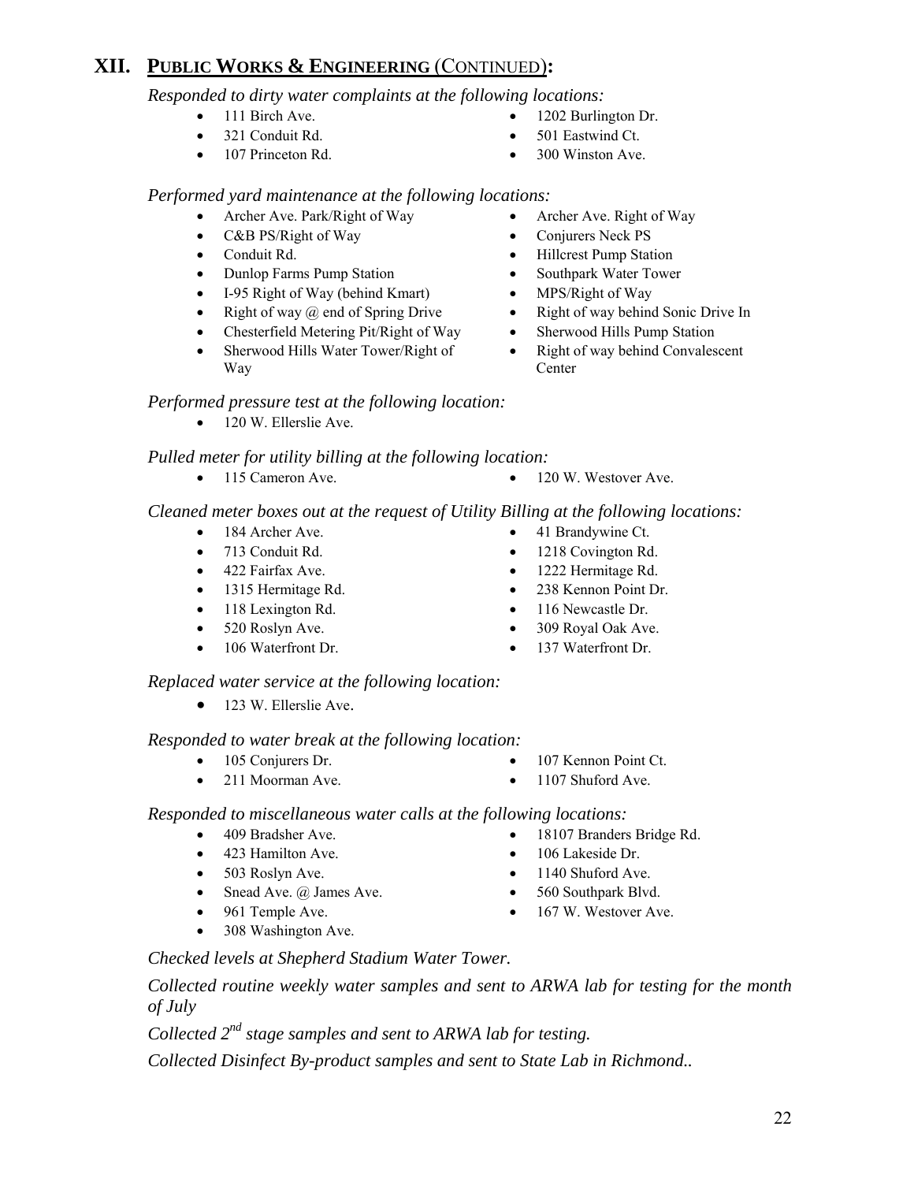## XII. Public Works & Engineering (Continued):

*Responded to dirty water complaints at the following locations:*

- 111 Birch Ave.
- 1202 Burlington Dr.
- 321 Conduit Rd.
- 501 Eastwind Ct.
- 107 Princeton Rd.
- 300 Winston Ave.

*Performed yard maintenance at the following locations:*

- Archer Ave. Park/Right of Way
- Archer Ave. Right of Way
- C&B PS/Right of Way
- Conjurers Neck PS
- Conduit Rd.
- Hillcrest Pump Station
- Dunlop Farms Pump Station
- Southpark Water Tower
- I-95 Right of Way (behind Kmart)
- MPS/Right of Way
- Right of way @ end of Spring Drive
- Right of way behind Sonic Drive In
- Chesterfield Metering Pit/Right of Way
- Sherwood Hills Pump Station
- Sherwood Hills Water Tower/Right of Way
- Right of way behind Convalescent Center

*Performed pressure test at the following location:*

- 120 W. Ellerslie Ave.

*Pulled meter for utility billing at the following location:*

- 115 Cameron Ave.
- 120 W. Westover Ave.

*Cleaned meter boxes out at the request of Utility Billing at the following locations:*

- 184 Archer Ave.
- 41 Brandywine Ct.
- 713 Conduit Rd.
- 1218 Covington Rd.
- 422 Fairfax Ave.
- 1222 Hermitage Rd.
- 1315 Hermitage Rd.
- 238 Kennon Point Dr.
- 118 Lexington Rd.
- 116 Newcastle Dr.
- 520 Roslyn Ave.
- 309 Royal Oak Ave.
- 106 Waterfront Dr.
- 137 Waterfront Dr.

*Replaced water service at the following location:*

- 123 W. Ellerslie Ave.

*Responded to water break at the following location:*

- 105 Conjurers Dr.
- 107 Kennon Point Ct.
- 211 Moorman Ave.
- 1107 Shuford Ave.

*Responded to miscellaneous water calls at the following locations:*

- 409 Bradsher Ave.
- 18107 Branders Bridge Rd.
- 423 Hamilton Ave.
- 106 Lakeside Dr.
- 503 Roslyn Ave.
- 1140 Shuford Ave.
- Snead Ave. @ James Ave.
- 560 Southpark Blvd.
- 961 Temple Ave.
- 167 W. Westover Ave.
- 308 Washington Ave.

*Checked levels at Shepherd Stadium Water Tower.*

*Collected routine weekly water samples and sent to ARWA lab for testing for the month of July*

*Collected 2nd stage samples and sent to ARWA lab for testing.*

*Collected Disinfect By-product samples and sent to State Lab in Richmond..*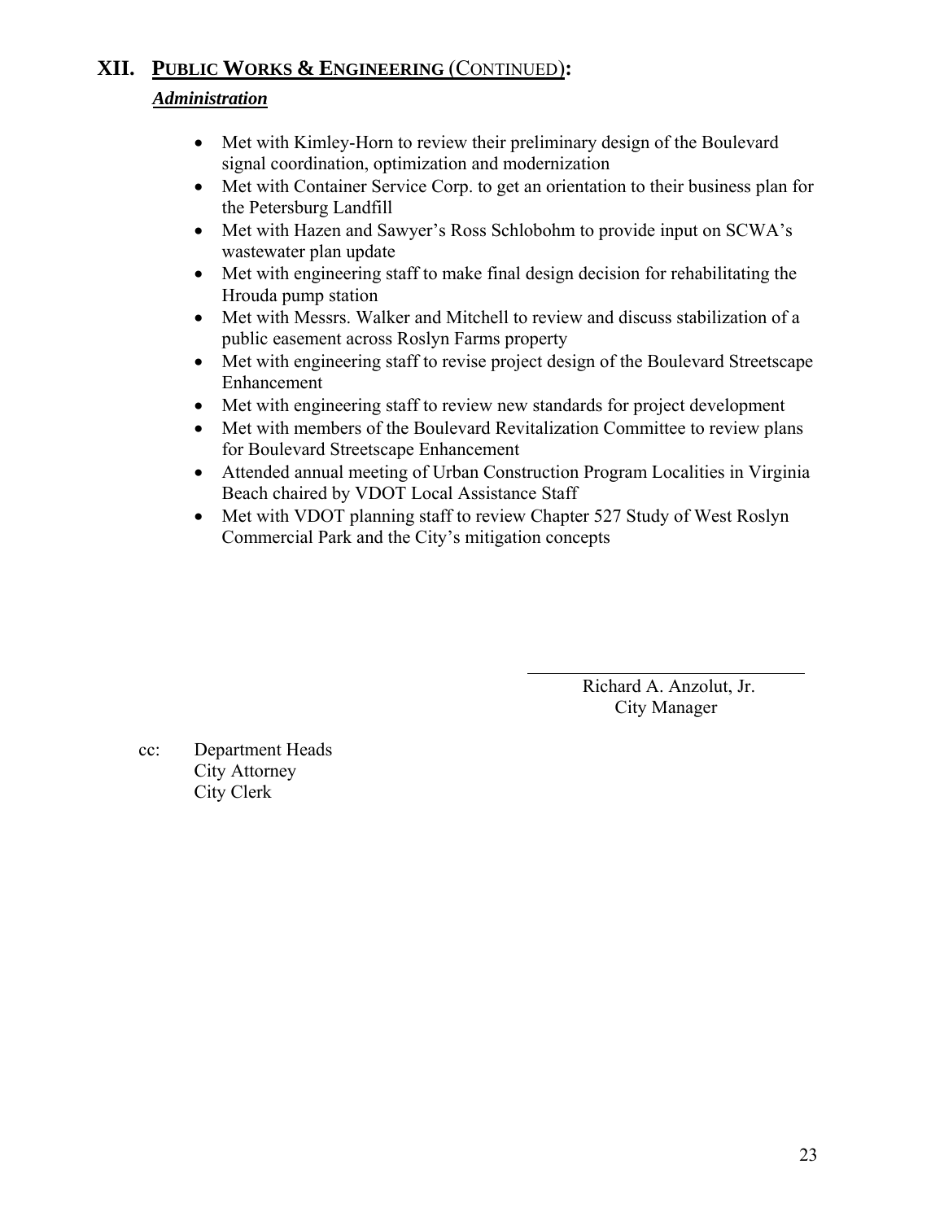## XII. PUBLIC WORKS & ENGINEERING (CONTINUED):

### ***Administration***

- Met with Kimley-Horn to review their preliminary design of the Boulevard signal coordination, optimization and modernization
- Met with Container Service Corp. to get an orientation to their business plan for the Petersburg Landfill
- Met with Hazen and Sawyer's Ross Schlobohm to provide input on SCWA's wastewater plan update
- Met with engineering staff to make final design decision for rehabilitating the Hrouda pump station
- Met with Messrs. Walker and Mitchell to review and discuss stabilization of a public easement across Roslyn Farms property
- Met with engineering staff to revise project design of the Boulevard Streetscape Enhancement
- Met with engineering staff to review new standards for project development
- Met with members of the Boulevard Revitalization Committee to review plans for Boulevard Streetscape Enhancement
- Attended annual meeting of Urban Construction Program Localities in Virginia Beach chaired by VDOT Local Assistance Staff
- Met with VDOT planning staff to review Chapter 527 Study of West Roslyn Commercial Park and the City's mitigation concepts

Richard A. Anzolut, Jr.
City Manager

cc: Department Heads
City Attorney
City Clerk